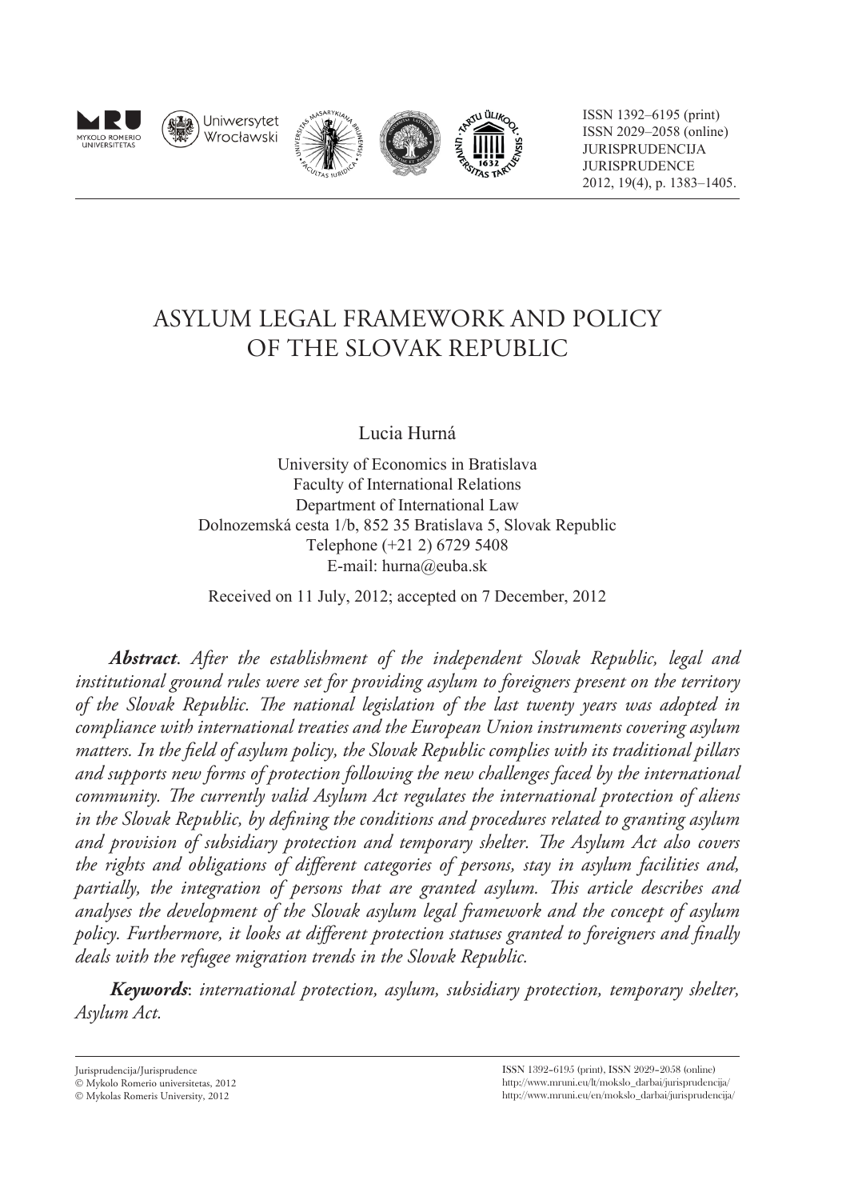ISSN 1392–6195 (print)
ISSN 2029–2058 (online)
JURISPRUDENCIJA
JURISPRUDENCE
2012, 19(4), p. 1383–1405.

# ASYLUM LEGAL FRAMEWORK AND POLICY OF THE SLOVAK REPUBLIC

Lucia Hurná

University of Economics in Bratislava
Faculty of International Relations
Department of International Law
Dolnozemská cesta 1/b, 852 35 Bratislava 5, Slovak Republic
Telephone (+21 2) 6729 5408
E-mail: hurna@euba.sk

Received on 11 July, 2012; accepted on 7 December, 2012

***Abstract****. After the establishment of the independent Slovak Republic, legal and institutional ground rules were set for providing asylum to foreigners present on the territory of the Slovak Republic. The national legislation of the last twenty years was adopted in compliance with international treaties and the European Union instruments covering asylum matters. In the field of asylum policy, the Slovak Republic complies with its traditional pillars and supports new forms of protection following the new challenges faced by the international community. The currently valid Asylum Act regulates the international protection of aliens in the Slovak Republic, by defining the conditions and procedures related to granting asylum and provision of subsidiary protection and temporary shelter. The Asylum Act also covers the rights and obligations of different categories of persons, stay in asylum facilities and, partially, the integration of persons that are granted asylum. This article describes and analyses the development of the Slovak asylum legal framework and the concept of asylum policy. Furthermore, it looks at different protection statuses granted to foreigners and finally deals with the refugee migration trends in the Slovak Republic.*

***Keywords***: *international protection, asylum, subsidiary protection, temporary shelter, Asylum Act.*

Jurisprudencija/Jurisprudence
© Mykolo Romerio universitetas, 2012
© Mykolas Romeris University, 2012

ISSN 1392-6195 (print), ISSN 2029-2058 (online)
http://www.mruni.eu/lt/mokslo_darbai/jurisprudencija/
http://www.mruni.eu/en/mokslo_darbai/jurisprudencija/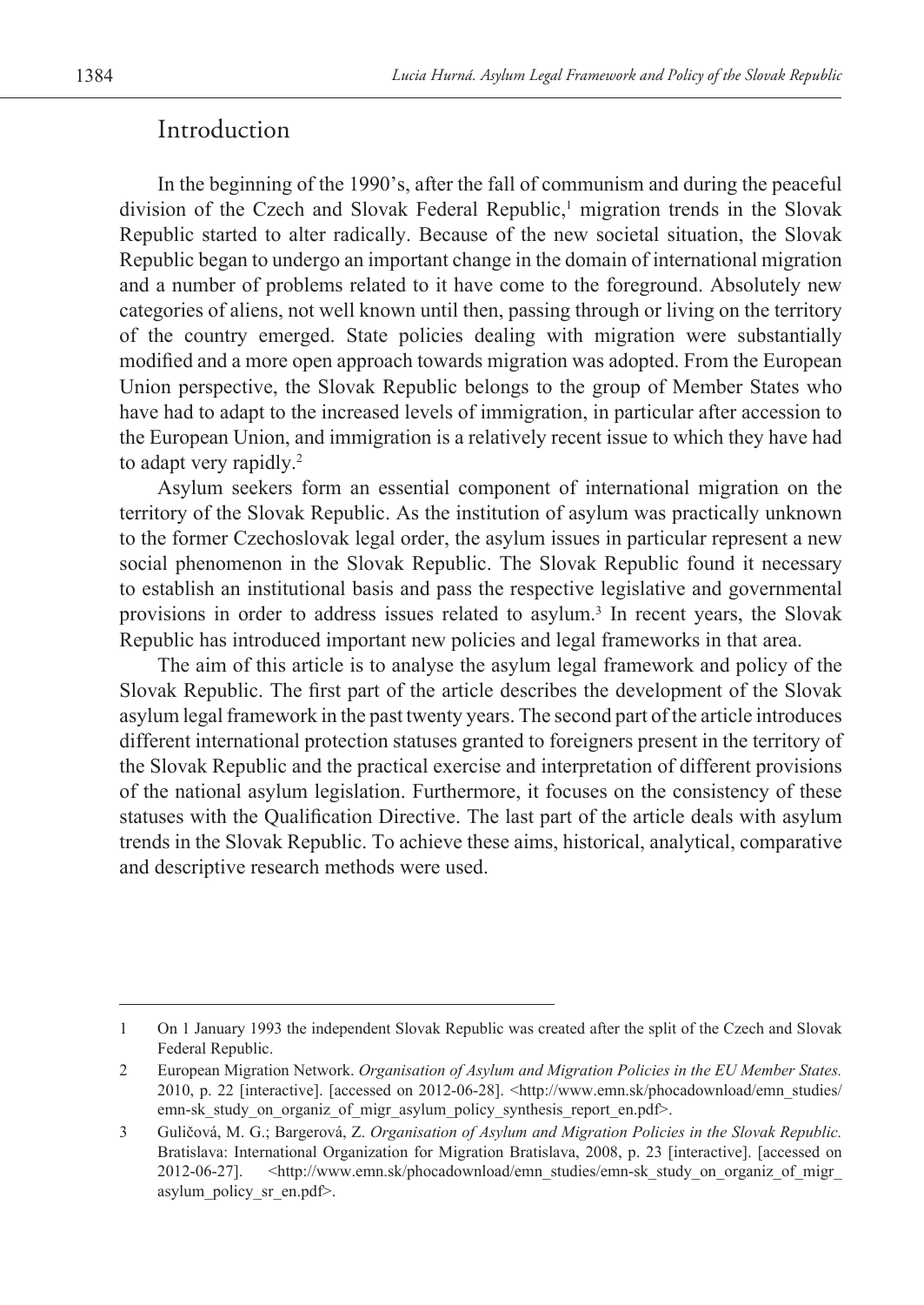## Introduction

In the beginning of the 1990's, after the fall of communism and during the peaceful division of the Czech and Slovak Federal Republic,[1] migration trends in the Slovak Republic started to alter radically. Because of the new societal situation, the Slovak Republic began to undergo an important change in the domain of international migration and a number of problems related to it have come to the foreground. Absolutely new categories of aliens, not well known until then, passing through or living on the territory of the country emerged. State policies dealing with migration were substantially modified and a more open approach towards migration was adopted. From the European Union perspective, the Slovak Republic belongs to the group of Member States who have had to adapt to the increased levels of immigration, in particular after accession to the European Union, and immigration is a relatively recent issue to which they have had to adapt very rapidly.[2]

Asylum seekers form an essential component of international migration on the territory of the Slovak Republic. As the institution of asylum was practically unknown to the former Czechoslovak legal order, the asylum issues in particular represent a new social phenomenon in the Slovak Republic. The Slovak Republic found it necessary to establish an institutional basis and pass the respective legislative and governmental provisions in order to address issues related to asylum.[3] In recent years, the Slovak Republic has introduced important new policies and legal frameworks in that area.

The aim of this article is to analyse the asylum legal framework and policy of the Slovak Republic. The first part of the article describes the development of the Slovak asylum legal framework in the past twenty years. The second part of the article introduces different international protection statuses granted to foreigners present in the territory of the Slovak Republic and the practical exercise and interpretation of different provisions of the national asylum legislation. Furthermore, it focuses on the consistency of these statuses with the Qualification Directive. The last part of the article deals with asylum trends in the Slovak Republic. To achieve these aims, historical, analytical, comparative and descriptive research methods were used.

---

1 On 1 January 1993 the independent Slovak Republic was created after the split of the Czech and Slovak Federal Republic.

2 European Migration Network. *Organisation of Asylum and Migration Policies in the EU Member States.* 2010, p. 22 [interactive]. [accessed on 2012-06-28]. <http://www.emn.sk/phocadownload/emn_studies/emn-sk_study_on_organiz_of_migr_asylum_policy_synthesis_report_en.pdf>.

3 Guličová, M. G.; Bargerová, Z. *Organisation of Asylum and Migration Policies in the Slovak Republic.* Bratislava: International Organization for Migration Bratislava, 2008, p. 23 [interactive]. [accessed on 2012-06-27]. <http://www.emn.sk/phocadownload/emn_studies/emn-sk_study_on_organiz_of_migr_asylum_policy_sr_en.pdf>.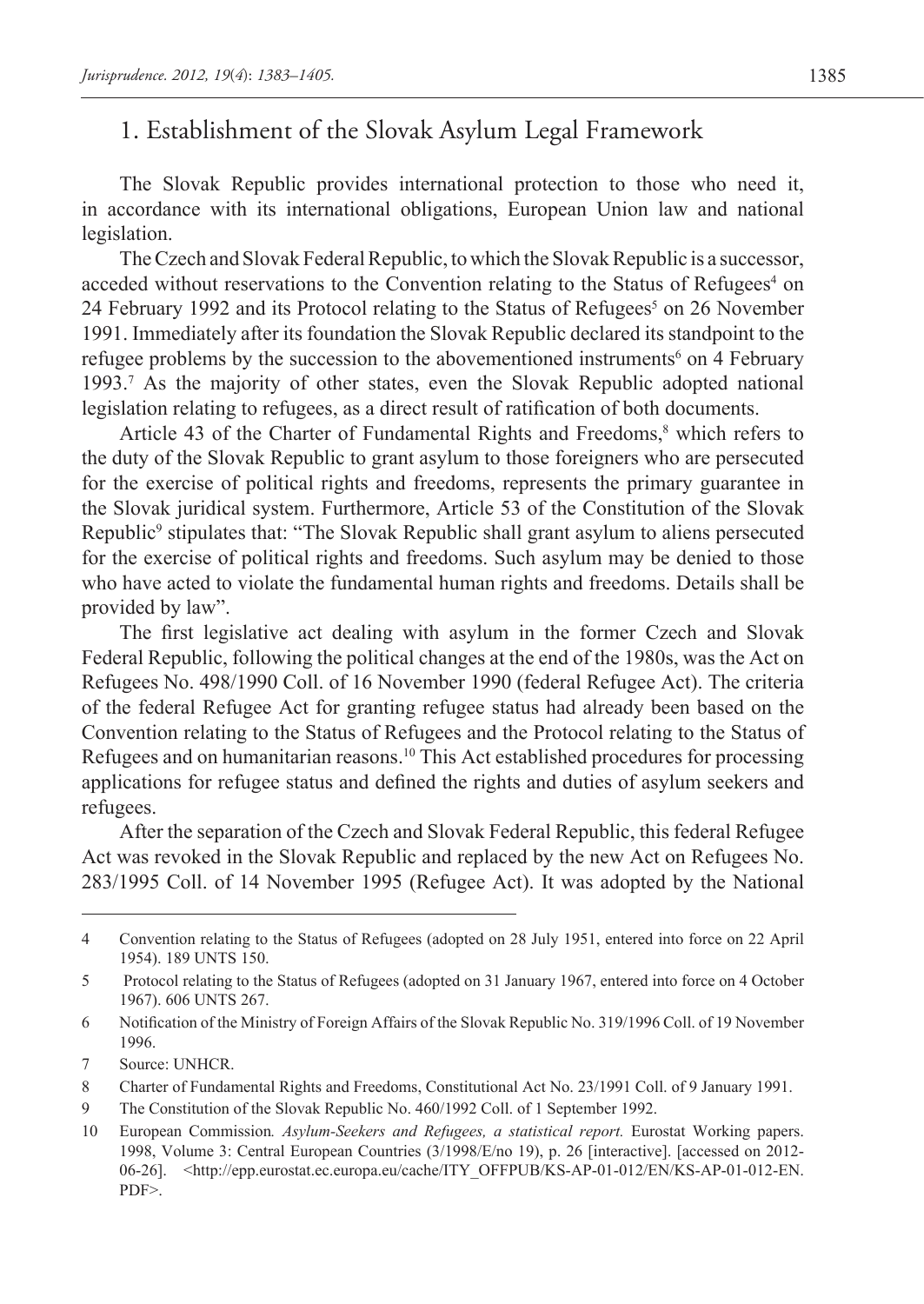## 1. Establishment of the Slovak Asylum Legal Framework

The Slovak Republic provides international protection to those who need it, in accordance with its international obligations, European Union law and national legislation.

The Czech and Slovak Federal Republic, to which the Slovak Republic is a successor, acceded without reservations to the Convention relating to the Status of Refugees[4] on 24 February 1992 and its Protocol relating to the Status of Refugees[5] on 26 November 1991. Immediately after its foundation the Slovak Republic declared its standpoint to the refugee problems by the succession to the abovementioned instruments[6] on 4 February 1993.[7] As the majority of other states, even the Slovak Republic adopted national legislation relating to refugees, as a direct result of ratification of both documents.

Article 43 of the Charter of Fundamental Rights and Freedoms,[8] which refers to the duty of the Slovak Republic to grant asylum to those foreigners who are persecuted for the exercise of political rights and freedoms, represents the primary guarantee in the Slovak juridical system. Furthermore, Article 53 of the Constitution of the Slovak Republic[9] stipulates that: "The Slovak Republic shall grant asylum to aliens persecuted for the exercise of political rights and freedoms. Such asylum may be denied to those who have acted to violate the fundamental human rights and freedoms. Details shall be provided by law".

The first legislative act dealing with asylum in the former Czech and Slovak Federal Republic, following the political changes at the end of the 1980s, was the Act on Refugees No. 498/1990 Coll. of 16 November 1990 (federal Refugee Act). The criteria of the federal Refugee Act for granting refugee status had already been based on the Convention relating to the Status of Refugees and the Protocol relating to the Status of Refugees and on humanitarian reasons.[10] This Act established procedures for processing applications for refugee status and defined the rights and duties of asylum seekers and refugees.

After the separation of the Czech and Slovak Federal Republic, this federal Refugee Act was revoked in the Slovak Republic and replaced by the new Act on Refugees No. 283/1995 Coll. of 14 November 1995 (Refugee Act). It was adopted by the National

---

4 Convention relating to the Status of Refugees (adopted on 28 July 1951, entered into force on 22 April 1954). 189 UNTS 150.

5 Protocol relating to the Status of Refugees (adopted on 31 January 1967, entered into force on 4 October 1967). 606 UNTS 267.

6 Notification of the Ministry of Foreign Affairs of the Slovak Republic No. 319/1996 Coll. of 19 November 1996.

7 Source: UNHCR.

8 Charter of Fundamental Rights and Freedoms, Constitutional Act No. 23/1991 Coll. of 9 January 1991.

9 The Constitution of the Slovak Republic No. 460/1992 Coll. of 1 September 1992.

10 European Commission*. Asylum-Seekers and Refugees, a statistical report.* Eurostat Working papers. 1998, Volume 3: Central European Countries (3/1998/E/no 19), p. 26 [interactive]. [accessed on 2012-06-26]. <http://epp.eurostat.ec.europa.eu/cache/ITY_OFFPUB/KS-AP-01-012/EN/KS-AP-01-012-EN.PDF>.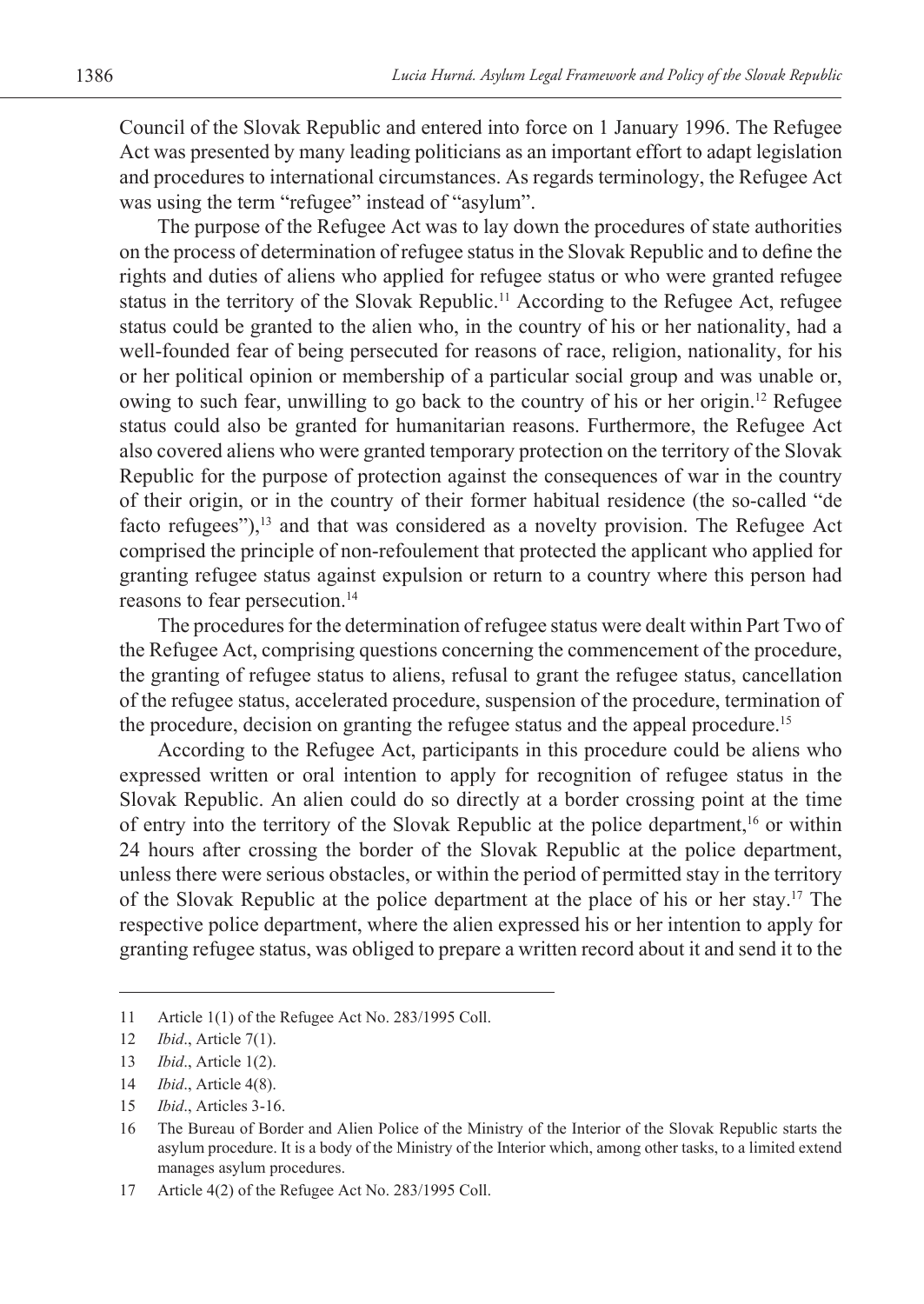Council of the Slovak Republic and entered into force on 1 January 1996. The Refugee Act was presented by many leading politicians as an important effort to adapt legislation and procedures to international circumstances. As regards terminology, the Refugee Act was using the term "refugee" instead of "asylum".

The purpose of the Refugee Act was to lay down the procedures of state authorities on the process of determination of refugee status in the Slovak Republic and to define the rights and duties of aliens who applied for refugee status or who were granted refugee status in the territory of the Slovak Republic.[11] According to the Refugee Act, refugee status could be granted to the alien who, in the country of his or her nationality, had a well-founded fear of being persecuted for reasons of race, religion, nationality, for his or her political opinion or membership of a particular social group and was unable or, owing to such fear, unwilling to go back to the country of his or her origin.[12] Refugee status could also be granted for humanitarian reasons. Furthermore, the Refugee Act also covered aliens who were granted temporary protection on the territory of the Slovak Republic for the purpose of protection against the consequences of war in the country of their origin, or in the country of their former habitual residence (the so-called "de facto refugees"),[13] and that was considered as a novelty provision. The Refugee Act comprised the principle of non-refoulement that protected the applicant who applied for granting refugee status against expulsion or return to a country where this person had reasons to fear persecution.[14]

The procedures for the determination of refugee status were dealt within Part Two of the Refugee Act, comprising questions concerning the commencement of the procedure, the granting of refugee status to aliens, refusal to grant the refugee status, cancellation of the refugee status, accelerated procedure, suspension of the procedure, termination of the procedure, decision on granting the refugee status and the appeal procedure.[15]

According to the Refugee Act, participants in this procedure could be aliens who expressed written or oral intention to apply for recognition of refugee status in the Slovak Republic. An alien could do so directly at a border crossing point at the time of entry into the territory of the Slovak Republic at the police department,[16] or within 24 hours after crossing the border of the Slovak Republic at the police department, unless there were serious obstacles, or within the period of permitted stay in the territory of the Slovak Republic at the police department at the place of his or her stay.[17] The respective police department, where the alien expressed his or her intention to apply for granting refugee status, was obliged to prepare a written record about it and send it to the

---

11 Article 1(1) of the Refugee Act No. 283/1995 Coll.

12 *Ibid*., Article 7(1).

13 *Ibid*., Article 1(2).

14 *Ibid*., Article 4(8).

15 *Ibid*., Articles 3-16.

16 The Bureau of Border and Alien Police of the Ministry of the Interior of the Slovak Republic starts the asylum procedure. It is a body of the Ministry of the Interior which, among other tasks, to a limited extend manages asylum procedures.

17 Article 4(2) of the Refugee Act No. 283/1995 Coll.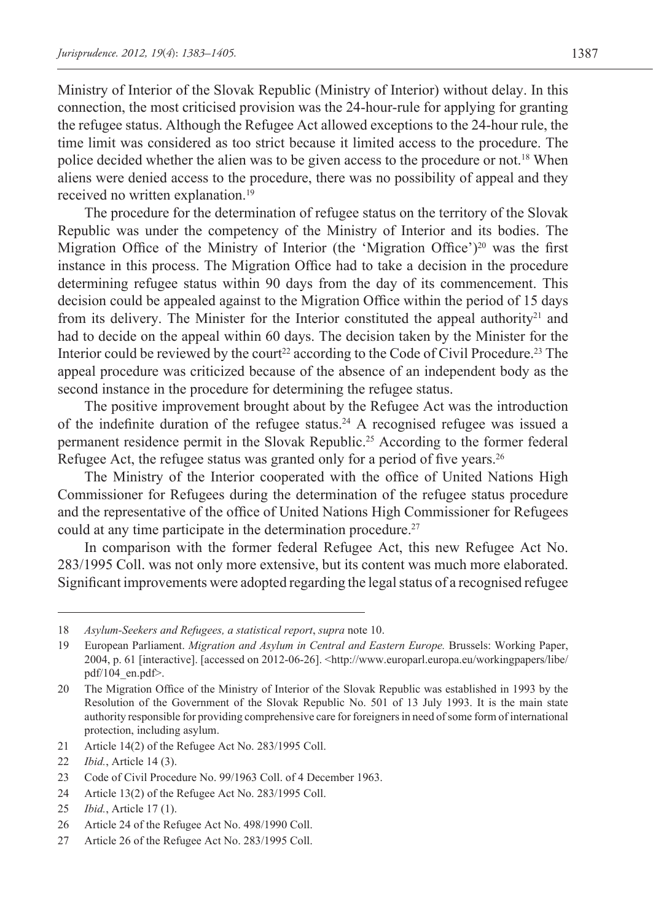Ministry of Interior of the Slovak Republic (Ministry of Interior) without delay. In this connection, the most criticised provision was the 24-hour-rule for applying for granting the refugee status. Although the Refugee Act allowed exceptions to the 24-hour rule, the time limit was considered as too strict because it limited access to the procedure. The police decided whether the alien was to be given access to the procedure or not.[18] When aliens were denied access to the procedure, there was no possibility of appeal and they received no written explanation.[19]

The procedure for the determination of refugee status on the territory of the Slovak Republic was under the competency of the Ministry of Interior and its bodies. The Migration Office of the Ministry of Interior (the 'Migration Office')[20] was the first instance in this process. The Migration Office had to take a decision in the procedure determining refugee status within 90 days from the day of its commencement. This decision could be appealed against to the Migration Office within the period of 15 days from its delivery. The Minister for the Interior constituted the appeal authority[21] and had to decide on the appeal within 60 days. The decision taken by the Minister for the Interior could be reviewed by the court[22] according to the Code of Civil Procedure.[23] The appeal procedure was criticized because of the absence of an independent body as the second instance in the procedure for determining the refugee status.

The positive improvement brought about by the Refugee Act was the introduction of the indefinite duration of the refugee status.[24] A recognised refugee was issued a permanent residence permit in the Slovak Republic.[25] According to the former federal Refugee Act, the refugee status was granted only for a period of five years.[26]

The Ministry of the Interior cooperated with the office of United Nations High Commissioner for Refugees during the determination of the refugee status procedure and the representative of the office of United Nations High Commissioner for Refugees could at any time participate in the determination procedure.[27]

In comparison with the former federal Refugee Act, this new Refugee Act No. 283/1995 Coll. was not only more extensive, but its content was much more elaborated. Significant improvements were adopted regarding the legal status of a recognised refugee

---

18 *Asylum-Seekers and Refugees, a statistical report*, *supra* note 10.

19 European Parliament. *Migration and Asylum in Central and Eastern Europe.* Brussels: Working Paper, 2004, p. 61 [interactive]. [accessed on 2012-06-26]. <http://www.europarl.europa.eu/workingpapers/libe/pdf/104_en.pdf>.

20 The Migration Office of the Ministry of Interior of the Slovak Republic was established in 1993 by the Resolution of the Government of the Slovak Republic No. 501 of 13 July 1993. It is the main state authority responsible for providing comprehensive care for foreigners in need of some form of international protection, including asylum.

21 Article 14(2) of the Refugee Act No. 283/1995 Coll.

22 *Ibid.*, Article 14 (3).

23 Code of Civil Procedure No. 99/1963 Coll. of 4 December 1963.

24 Article 13(2) of the Refugee Act No. 283/1995 Coll.

25 *Ibid.*, Article 17 (1).

26 Article 24 of the Refugee Act No. 498/1990 Coll.

27 Article 26 of the Refugee Act No. 283/1995 Coll.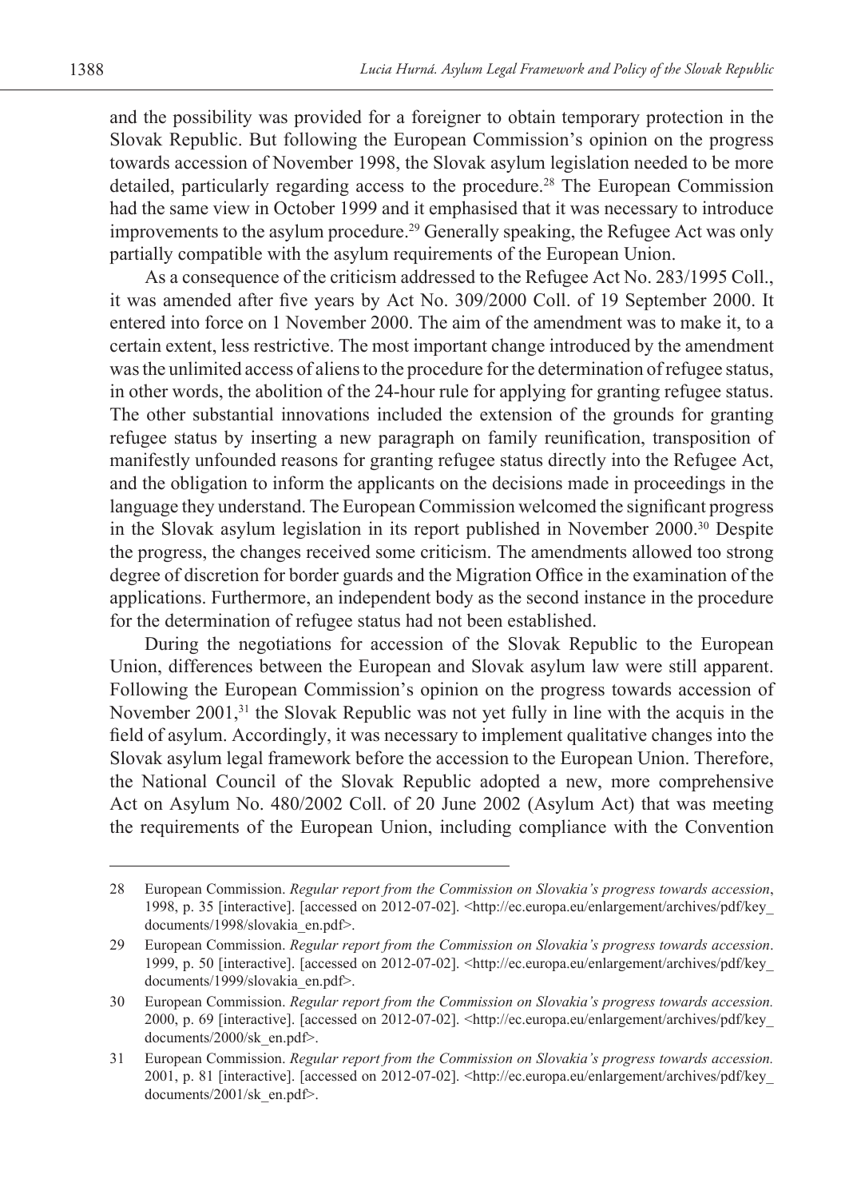and the possibility was provided for a foreigner to obtain temporary protection in the Slovak Republic. But following the European Commission's opinion on the progress towards accession of November 1998, the Slovak asylum legislation needed to be more detailed, particularly regarding access to the procedure.[28] The European Commission had the same view in October 1999 and it emphasised that it was necessary to introduce improvements to the asylum procedure.[29] Generally speaking, the Refugee Act was only partially compatible with the asylum requirements of the European Union.

As a consequence of the criticism addressed to the Refugee Act No. 283/1995 Coll., it was amended after five years by Act No. 309/2000 Coll. of 19 September 2000. It entered into force on 1 November 2000. The aim of the amendment was to make it, to a certain extent, less restrictive. The most important change introduced by the amendment was the unlimited access of aliens to the procedure for the determination of refugee status, in other words, the abolition of the 24-hour rule for applying for granting refugee status. The other substantial innovations included the extension of the grounds for granting refugee status by inserting a new paragraph on family reunification, transposition of manifestly unfounded reasons for granting refugee status directly into the Refugee Act, and the obligation to inform the applicants on the decisions made in proceedings in the language they understand. The European Commission welcomed the significant progress in the Slovak asylum legislation in its report published in November 2000.[30] Despite the progress, the changes received some criticism. The amendments allowed too strong degree of discretion for border guards and the Migration Office in the examination of the applications. Furthermore, an independent body as the second instance in the procedure for the determination of refugee status had not been established.

During the negotiations for accession of the Slovak Republic to the European Union, differences between the European and Slovak asylum law were still apparent. Following the European Commission's opinion on the progress towards accession of November 2001,[31] the Slovak Republic was not yet fully in line with the acquis in the field of asylum. Accordingly, it was necessary to implement qualitative changes into the Slovak asylum legal framework before the accession to the European Union. Therefore, the National Council of the Slovak Republic adopted a new, more comprehensive Act on Asylum No. 480/2002 Coll. of 20 June 2002 (Asylum Act) that was meeting the requirements of the European Union, including compliance with the Convention

---

28 European Commission. *Regular report from the Commission on Slovakia's progress towards accession*, 1998, p. 35 [interactive]. [accessed on 2012-07-02]. <http://ec.europa.eu/enlargement/archives/pdf/key_documents/1998/slovakia_en.pdf>.

29 European Commission. *Regular report from the Commission on Slovakia's progress towards accession*. 1999, p. 50 [interactive]. [accessed on 2012-07-02]. <http://ec.europa.eu/enlargement/archives/pdf/key_documents/1999/slovakia_en.pdf>.

30 European Commission. *Regular report from the Commission on Slovakia's progress towards accession.* 2000, p. 69 [interactive]. [accessed on 2012-07-02]. <http://ec.europa.eu/enlargement/archives/pdf/key_documents/2000/sk_en.pdf>.

31 European Commission. *Regular report from the Commission on Slovakia's progress towards accession.* 2001, p. 81 [interactive]. [accessed on 2012-07-02]. <http://ec.europa.eu/enlargement/archives/pdf/key_documents/2001/sk_en.pdf>.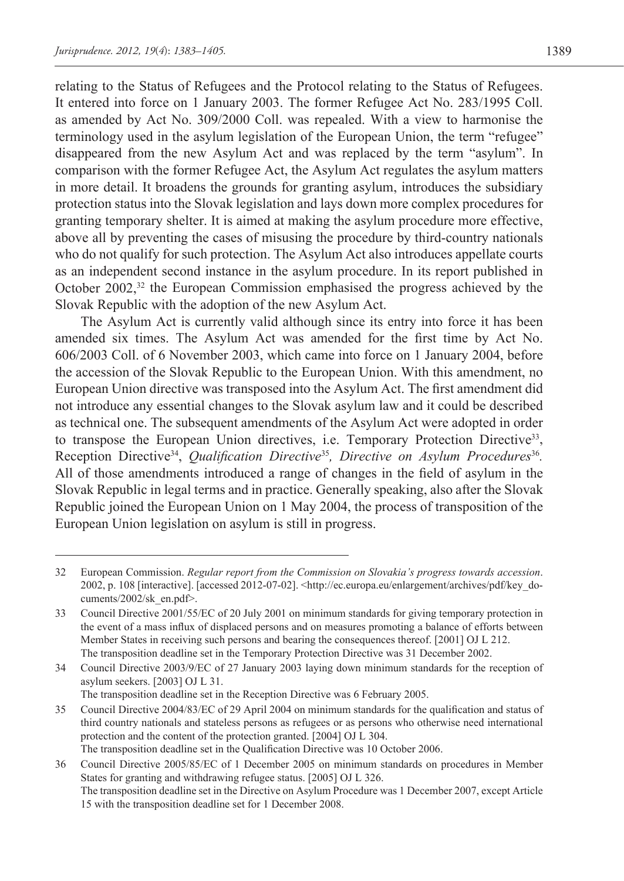relating to the Status of Refugees and the Protocol relating to the Status of Refugees. It entered into force on 1 January 2003. The former Refugee Act No. 283/1995 Coll. as amended by Act No. 309/2000 Coll. was repealed. With a view to harmonise the terminology used in the asylum legislation of the European Union, the term "refugee" disappeared from the new Asylum Act and was replaced by the term "asylum". In comparison with the former Refugee Act, the Asylum Act regulates the asylum matters in more detail. It broadens the grounds for granting asylum, introduces the subsidiary protection status into the Slovak legislation and lays down more complex procedures for granting temporary shelter. It is aimed at making the asylum procedure more effective, above all by preventing the cases of misusing the procedure by third-country nationals who do not qualify for such protection. The Asylum Act also introduces appellate courts as an independent second instance in the asylum procedure. In its report published in October 2002,[32] the European Commission emphasised the progress achieved by the Slovak Republic with the adoption of the new Asylum Act.

The Asylum Act is currently valid although since its entry into force it has been amended six times. The Asylum Act was amended for the first time by Act No. 606/2003 Coll. of 6 November 2003, which came into force on 1 January 2004, before the accession of the Slovak Republic to the European Union. With this amendment, no European Union directive was transposed into the Asylum Act. The first amendment did not introduce any essential changes to the Slovak asylum law and it could be described as technical one. The subsequent amendments of the Asylum Act were adopted in order to transpose the European Union directives, i.e. Temporary Protection Directive[33], Reception Directive[34], *Qualification Directive*[35]*, Directive on Asylum Procedures*[36]*.* All of those amendments introduced a range of changes in the field of asylum in the Slovak Republic in legal terms and in practice. Generally speaking, also after the Slovak Republic joined the European Union on 1 May 2004, the process of transposition of the European Union legislation on asylum is still in progress.

---

32 European Commission. *Regular report from the Commission on Slovakia's progress towards accession*. 2002, p. 108 [interactive]. [accessed 2012-07-02]. <http://ec.europa.eu/enlargement/archives/pdf/key_documents/2002/sk_en.pdf>.

33 Council Directive 2001/55/EC of 20 July 2001 on minimum standards for giving temporary protection in the event of a mass influx of displaced persons and on measures promoting a balance of efforts between Member States in receiving such persons and bearing the consequences thereof. [2001] OJ L 212. The transposition deadline set in the Temporary Protection Directive was 31 December 2002.

34 Council Directive 2003/9/EC of 27 January 2003 laying down minimum standards for the reception of asylum seekers. [2003] OJ L 31. The transposition deadline set in the Reception Directive was 6 February 2005.

35 Council Directive 2004/83/EC of 29 April 2004 on minimum standards for the qualification and status of third country nationals and stateless persons as refugees or as persons who otherwise need international protection and the content of the protection granted. [2004] OJ L 304. The transposition deadline set in the Qualification Directive was 10 October 2006.

36 Council Directive 2005/85/EC of 1 December 2005 on minimum standards on procedures in Member States for granting and withdrawing refugee status. [2005] OJ L 326. The transposition deadline set in the Directive on Asylum Procedure was 1 December 2007, except Article 15 with the transposition deadline set for 1 December 2008.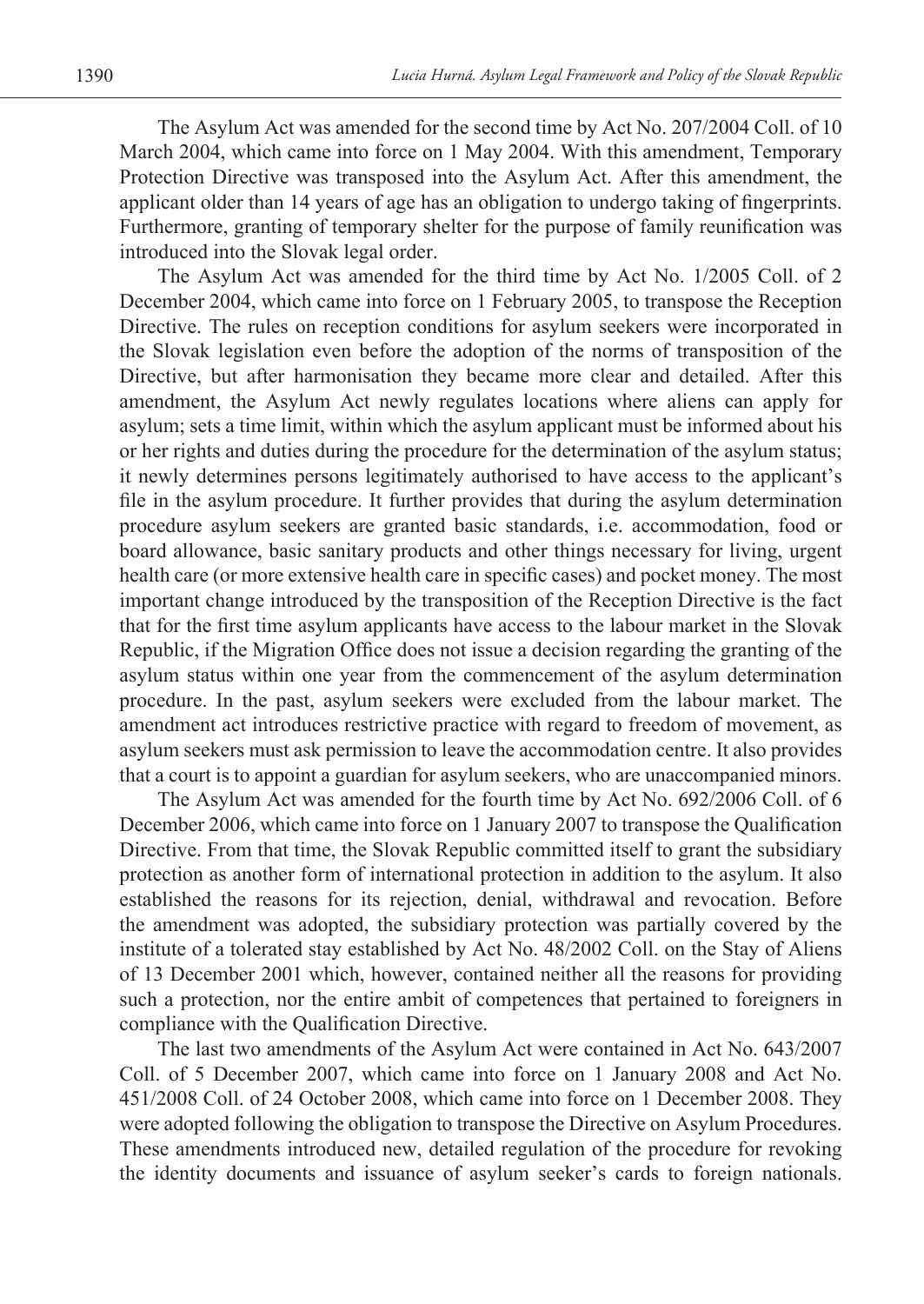The Asylum Act was amended for the second time by Act No. 207/2004 Coll. of 10 March 2004, which came into force on 1 May 2004. With this amendment, Temporary Protection Directive was transposed into the Asylum Act. After this amendment, the applicant older than 14 years of age has an obligation to undergo taking of fingerprints. Furthermore, granting of temporary shelter for the purpose of family reunification was introduced into the Slovak legal order.

The Asylum Act was amended for the third time by Act No. 1/2005 Coll. of 2 December 2004, which came into force on 1 February 2005, to transpose the Reception Directive. The rules on reception conditions for asylum seekers were incorporated in the Slovak legislation even before the adoption of the norms of transposition of the Directive, but after harmonisation they became more clear and detailed. After this amendment, the Asylum Act newly regulates locations where aliens can apply for asylum; sets a time limit, within which the asylum applicant must be informed about his or her rights and duties during the procedure for the determination of the asylum status; it newly determines persons legitimately authorised to have access to the applicant's file in the asylum procedure. It further provides that during the asylum determination procedure asylum seekers are granted basic standards, i.e. accommodation, food or board allowance, basic sanitary products and other things necessary for living, urgent health care (or more extensive health care in specific cases) and pocket money. The most important change introduced by the transposition of the Reception Directive is the fact that for the first time asylum applicants have access to the labour market in the Slovak Republic, if the Migration Office does not issue a decision regarding the granting of the asylum status within one year from the commencement of the asylum determination procedure. In the past, asylum seekers were excluded from the labour market. The amendment act introduces restrictive practice with regard to freedom of movement, as asylum seekers must ask permission to leave the accommodation centre. It also provides that a court is to appoint a guardian for asylum seekers, who are unaccompanied minors.

The Asylum Act was amended for the fourth time by Act No. 692/2006 Coll. of 6 December 2006, which came into force on 1 January 2007 to transpose the Qualification Directive. From that time, the Slovak Republic committed itself to grant the subsidiary protection as another form of international protection in addition to the asylum. It also established the reasons for its rejection, denial, withdrawal and revocation. Before the amendment was adopted, the subsidiary protection was partially covered by the institute of a tolerated stay established by Act No. 48/2002 Coll. on the Stay of Aliens of 13 December 2001 which, however, contained neither all the reasons for providing such a protection, nor the entire ambit of competences that pertained to foreigners in compliance with the Qualification Directive.

The last two amendments of the Asylum Act were contained in Act No. 643/2007 Coll. of 5 December 2007, which came into force on 1 January 2008 and Act No. 451/2008 Coll. of 24 October 2008, which came into force on 1 December 2008. They were adopted following the obligation to transpose the Directive on Asylum Procedures. These amendments introduced new, detailed regulation of the procedure for revoking the identity documents and issuance of asylum seeker's cards to foreign nationals.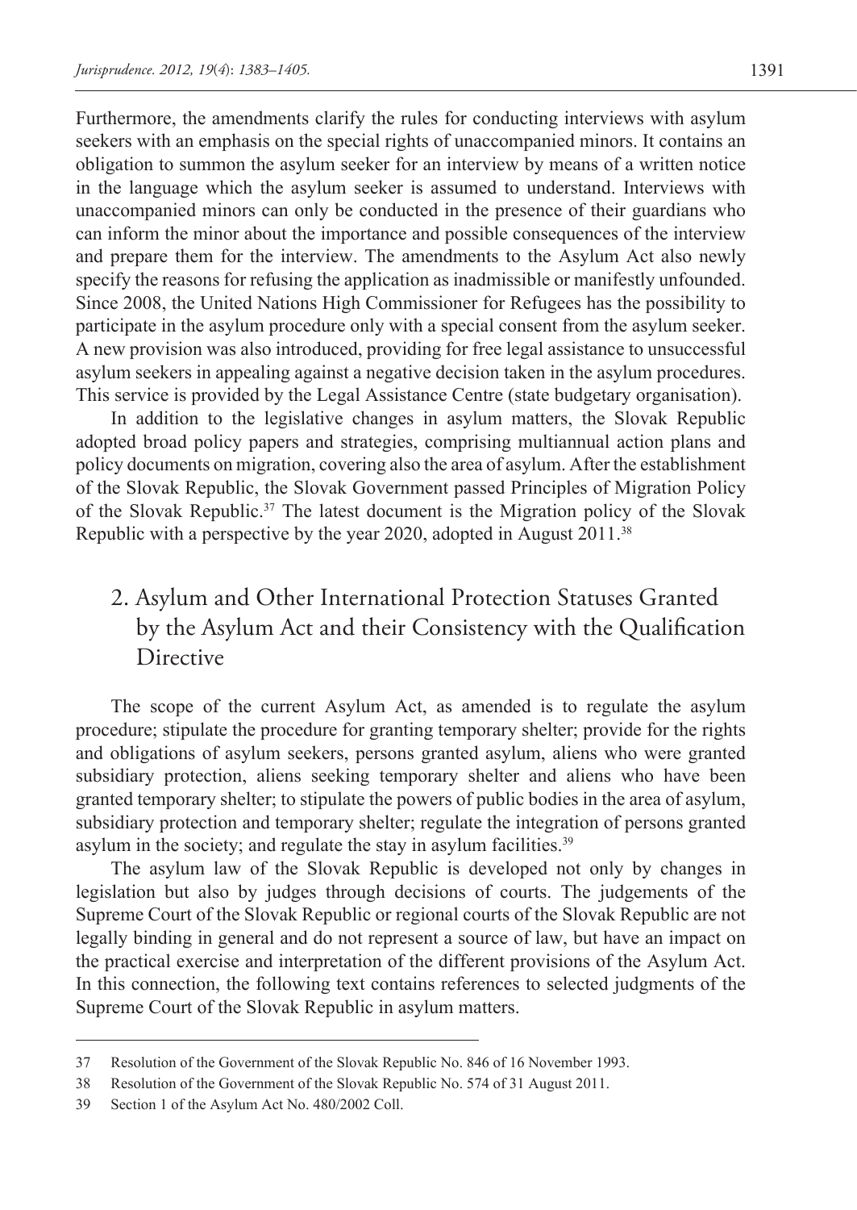Furthermore, the amendments clarify the rules for conducting interviews with asylum seekers with an emphasis on the special rights of unaccompanied minors. It contains an obligation to summon the asylum seeker for an interview by means of a written notice in the language which the asylum seeker is assumed to understand. Interviews with unaccompanied minors can only be conducted in the presence of their guardians who can inform the minor about the importance and possible consequences of the interview and prepare them for the interview. The amendments to the Asylum Act also newly specify the reasons for refusing the application as inadmissible or manifestly unfounded. Since 2008, the United Nations High Commissioner for Refugees has the possibility to participate in the asylum procedure only with a special consent from the asylum seeker. A new provision was also introduced, providing for free legal assistance to unsuccessful asylum seekers in appealing against a negative decision taken in the asylum procedures. This service is provided by the Legal Assistance Centre (state budgetary organisation).

In addition to the legislative changes in asylum matters, the Slovak Republic adopted broad policy papers and strategies, comprising multiannual action plans and policy documents on migration, covering also the area of asylum. After the establishment of the Slovak Republic, the Slovak Government passed Principles of Migration Policy of the Slovak Republic.[37] The latest document is the Migration policy of the Slovak Republic with a perspective by the year 2020, adopted in August 2011.[38]

## 2. Asylum and Other International Protection Statuses Granted by the Asylum Act and their Consistency with the Qualification Directive

The scope of the current Asylum Act, as amended is to regulate the asylum procedure; stipulate the procedure for granting temporary shelter; provide for the rights and obligations of asylum seekers, persons granted asylum, aliens who were granted subsidiary protection, aliens seeking temporary shelter and aliens who have been granted temporary shelter; to stipulate the powers of public bodies in the area of asylum, subsidiary protection and temporary shelter; regulate the integration of persons granted asylum in the society; and regulate the stay in asylum facilities.[39]

The asylum law of the Slovak Republic is developed not only by changes in legislation but also by judges through decisions of courts. The judgements of the Supreme Court of the Slovak Republic or regional courts of the Slovak Republic are not legally binding in general and do not represent a source of law, but have an impact on the practical exercise and interpretation of the different provisions of the Asylum Act. In this connection, the following text contains references to selected judgments of the Supreme Court of the Slovak Republic in asylum matters.

---

37 Resolution of the Government of the Slovak Republic No. 846 of 16 November 1993.

38 Resolution of the Government of the Slovak Republic No. 574 of 31 August 2011.

39 Section 1 of the Asylum Act No. 480/2002 Coll.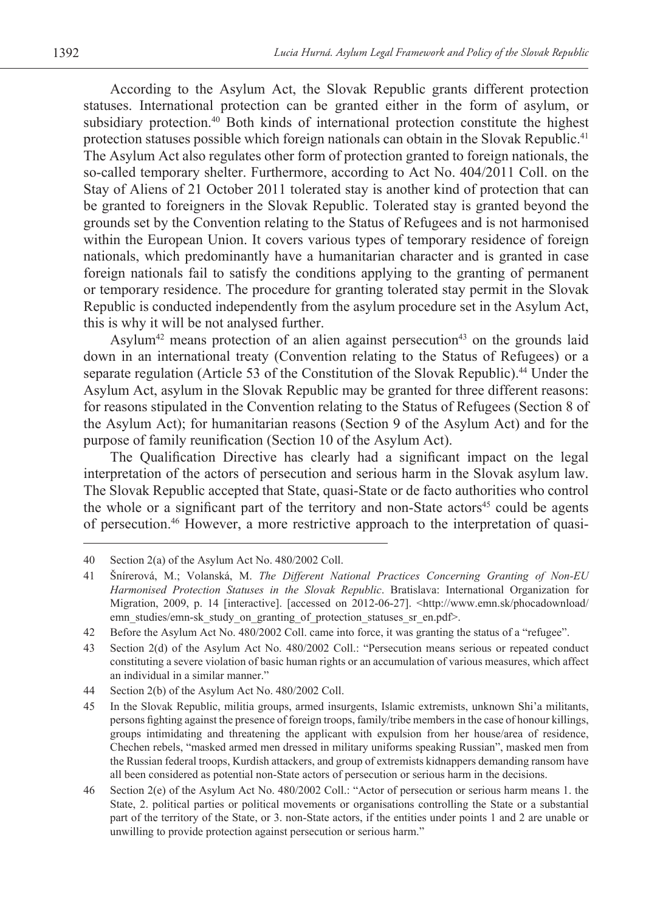According to the Asylum Act, the Slovak Republic grants different protection statuses. International protection can be granted either in the form of asylum, or subsidiary protection.[40] Both kinds of international protection constitute the highest protection statuses possible which foreign nationals can obtain in the Slovak Republic.[41] The Asylum Act also regulates other form of protection granted to foreign nationals, the so-called temporary shelter. Furthermore, according to Act No. 404/2011 Coll. on the Stay of Aliens of 21 October 2011 tolerated stay is another kind of protection that can be granted to foreigners in the Slovak Republic. Tolerated stay is granted beyond the grounds set by the Convention relating to the Status of Refugees and is not harmonised within the European Union. It covers various types of temporary residence of foreign nationals, which predominantly have a humanitarian character and is granted in case foreign nationals fail to satisfy the conditions applying to the granting of permanent or temporary residence. The procedure for granting tolerated stay permit in the Slovak Republic is conducted independently from the asylum procedure set in the Asylum Act, this is why it will be not analysed further.

Asylum[42] means protection of an alien against persecution[43] on the grounds laid down in an international treaty (Convention relating to the Status of Refugees) or a separate regulation (Article 53 of the Constitution of the Slovak Republic).[44] Under the Asylum Act, asylum in the Slovak Republic may be granted for three different reasons: for reasons stipulated in the Convention relating to the Status of Refugees (Section 8 of the Asylum Act); for humanitarian reasons (Section 9 of the Asylum Act) and for the purpose of family reunification (Section 10 of the Asylum Act).

The Qualification Directive has clearly had a significant impact on the legal interpretation of the actors of persecution and serious harm in the Slovak asylum law. The Slovak Republic accepted that State, quasi-State or de facto authorities who control the whole or a significant part of the territory and non-State actors[45] could be agents of persecution.[46] However, a more restrictive approach to the interpretation of quasi-

---

40 Section 2(a) of the Asylum Act No. 480/2002 Coll.

41 Šnírerová, M.; Volanská, M. *The Different National Practices Concerning Granting of Non-EU Harmonised Protection Statuses in the Slovak Republic*. Bratislava: International Organization for Migration, 2009, p. 14 [interactive]. [accessed on 2012-06-27]. <http://www.emn.sk/phocadownload/emn_studies/emn-sk_study_on_granting_of_protection_statuses_sr_en.pdf>.

42 Before the Asylum Act No. 480/2002 Coll. came into force, it was granting the status of a "refugee".

43 Section 2(d) of the Asylum Act No. 480/2002 Coll.: "Persecution means serious or repeated conduct constituting a severe violation of basic human rights or an accumulation of various measures, which affect an individual in a similar manner."

44 Section 2(b) of the Asylum Act No. 480/2002 Coll.

45 In the Slovak Republic, militia groups, armed insurgents, Islamic extremists, unknown Shi'a militants, persons fighting against the presence of foreign troops, family/tribe members in the case of honour killings, groups intimidating and threatening the applicant with expulsion from her house/area of residence, Chechen rebels, "masked armed men dressed in military uniforms speaking Russian", masked men from the Russian federal troops, Kurdish attackers, and group of extremists kidnappers demanding ransom have all been considered as potential non-State actors of persecution or serious harm in the decisions.

46 Section 2(e) of the Asylum Act No. 480/2002 Coll.: "Actor of persecution or serious harm means 1. the State, 2. political parties or political movements or organisations controlling the State or a substantial part of the territory of the State, or 3. non-State actors, if the entities under points 1 and 2 are unable or unwilling to provide protection against persecution or serious harm."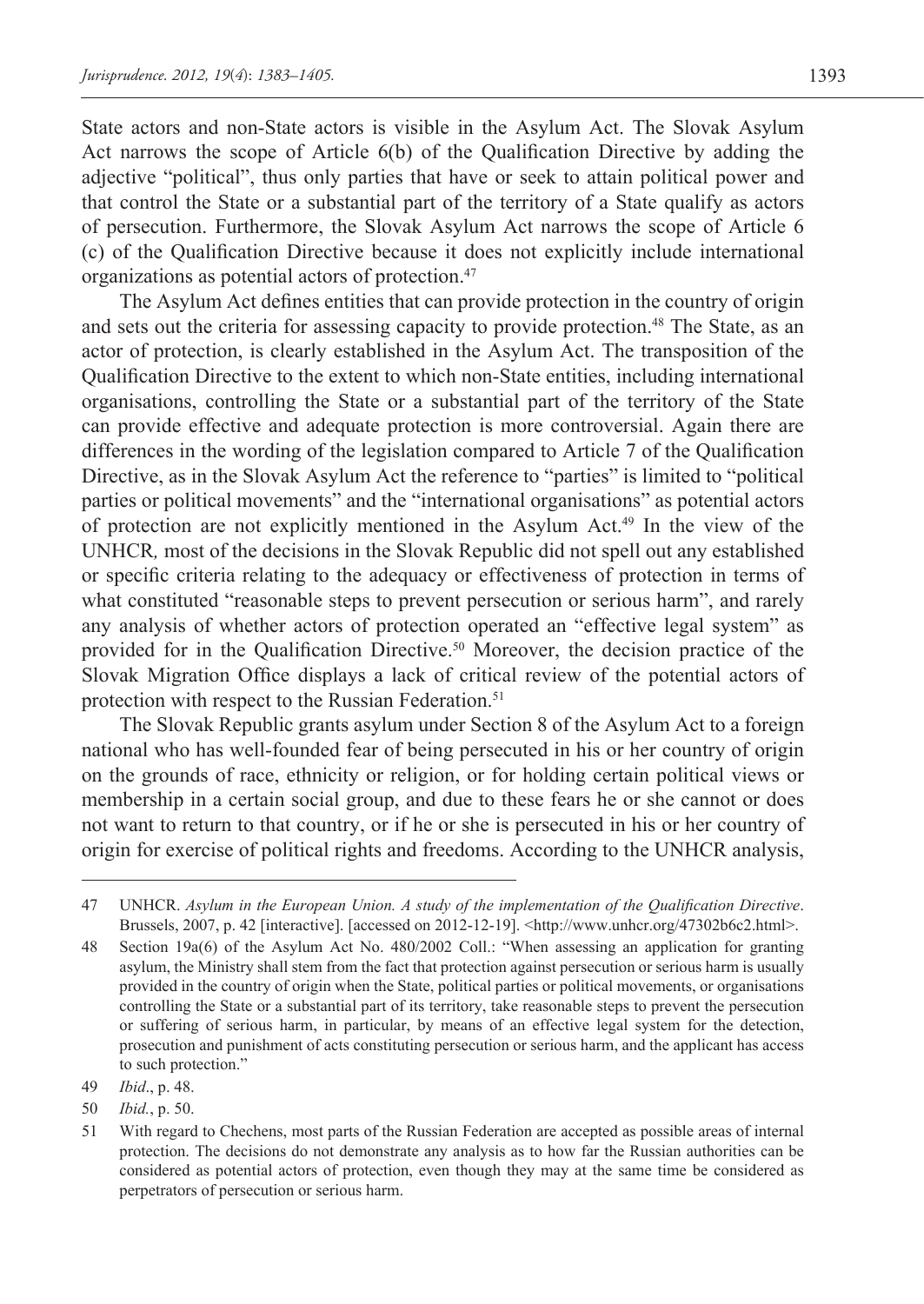State actors and non-State actors is visible in the Asylum Act. The Slovak Asylum Act narrows the scope of Article 6(b) of the Qualification Directive by adding the adjective "political", thus only parties that have or seek to attain political power and that control the State or a substantial part of the territory of a State qualify as actors of persecution. Furthermore, the Slovak Asylum Act narrows the scope of Article 6 (c) of the Qualification Directive because it does not explicitly include international organizations as potential actors of protection.[47]

The Asylum Act defines entities that can provide protection in the country of origin and sets out the criteria for assessing capacity to provide protection.[48] The State, as an actor of protection, is clearly established in the Asylum Act. The transposition of the Qualification Directive to the extent to which non-State entities, including international organisations, controlling the State or a substantial part of the territory of the State can provide effective and adequate protection is more controversial. Again there are differences in the wording of the legislation compared to Article 7 of the Qualification Directive, as in the Slovak Asylum Act the reference to "parties" is limited to "political parties or political movements" and the "international organisations" as potential actors of protection are not explicitly mentioned in the Asylum Act.[49] In the view of the UNHCR*,* most of the decisions in the Slovak Republic did not spell out any established or specific criteria relating to the adequacy or effectiveness of protection in terms of what constituted "reasonable steps to prevent persecution or serious harm", and rarely any analysis of whether actors of protection operated an "effective legal system" as provided for in the Qualification Directive.[50] Moreover, the decision practice of the Slovak Migration Office displays a lack of critical review of the potential actors of protection with respect to the Russian Federation.[51]

The Slovak Republic grants asylum under Section 8 of the Asylum Act to a foreign national who has well-founded fear of being persecuted in his or her country of origin on the grounds of race, ethnicity or religion, or for holding certain political views or membership in a certain social group, and due to these fears he or she cannot or does not want to return to that country, or if he or she is persecuted in his or her country of origin for exercise of political rights and freedoms. According to the UNHCR analysis,

---

47 UNHCR. *Asylum in the European Union. A study of the implementation of the Qualification Directive*. Brussels, 2007, p. 42 [interactive]. [accessed on 2012-12-19]. <http://www.unhcr.org/47302b6c2.html>.

48 Section 19a(6) of the Asylum Act No. 480/2002 Coll.: "When assessing an application for granting asylum, the Ministry shall stem from the fact that protection against persecution or serious harm is usually provided in the country of origin when the State, political parties or political movements, or organisations controlling the State or a substantial part of its territory, take reasonable steps to prevent the persecution or suffering of serious harm, in particular, by means of an effective legal system for the detection, prosecution and punishment of acts constituting persecution or serious harm, and the applicant has access to such protection."

49 *Ibid*., p. 48.

50 *Ibid.*, p. 50.

51 With regard to Chechens, most parts of the Russian Federation are accepted as possible areas of internal protection. The decisions do not demonstrate any analysis as to how far the Russian authorities can be considered as potential actors of protection, even though they may at the same time be considered as perpetrators of persecution or serious harm.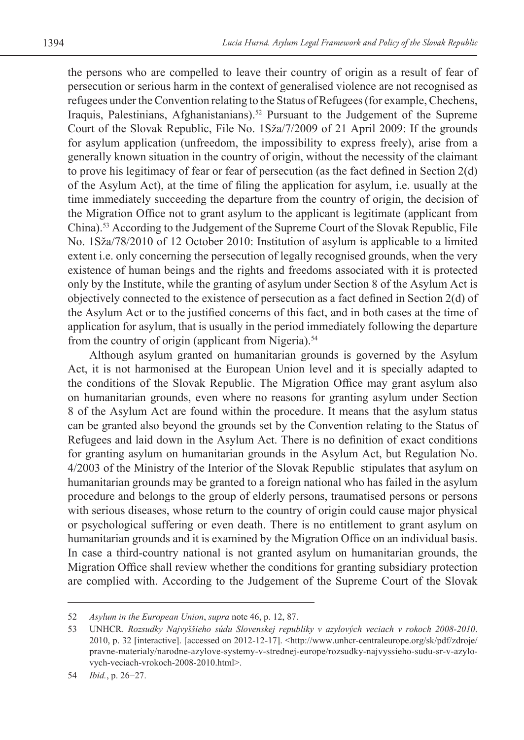the persons who are compelled to leave their country of origin as a result of fear of persecution or serious harm in the context of generalised violence are not recognised as refugees under the Convention relating to the Status of Refugees (for example, Chechens, Iraquis, Palestinians, Afghanistanians).[52] Pursuant to the Judgement of the Supreme Court of the Slovak Republic, File No. 1Sža/7/2009 of 21 April 2009: If the grounds for asylum application (unfreedom, the impossibility to express freely), arise from a generally known situation in the country of origin, without the necessity of the claimant to prove his legitimacy of fear or fear of persecution (as the fact defined in Section 2(d) of the Asylum Act), at the time of filing the application for asylum, i.e. usually at the time immediately succeeding the departure from the country of origin, the decision of the Migration Office not to grant asylum to the applicant is legitimate (applicant from China).[53] According to the Judgement of the Supreme Court of the Slovak Republic, File No. 1Sža/78/2010 of 12 October 2010: Institution of asylum is applicable to a limited extent i.e. only concerning the persecution of legally recognised grounds, when the very existence of human beings and the rights and freedoms associated with it is protected only by the Institute, while the granting of asylum under Section 8 of the Asylum Act is objectively connected to the existence of persecution as a fact defined in Section 2(d) of the Asylum Act or to the justified concerns of this fact, and in both cases at the time of application for asylum, that is usually in the period immediately following the departure from the country of origin (applicant from Nigeria).[54]

Although asylum granted on humanitarian grounds is governed by the Asylum Act, it is not harmonised at the European Union level and it is specially adapted to the conditions of the Slovak Republic. The Migration Office may grant asylum also on humanitarian grounds, even where no reasons for granting asylum under Section 8 of the Asylum Act are found within the procedure. It means that the asylum status can be granted also beyond the grounds set by the Convention relating to the Status of Refugees and laid down in the Asylum Act. There is no definition of exact conditions for granting asylum on humanitarian grounds in the Asylum Act, but Regulation No. 4/2003 of the Ministry of the Interior of the Slovak Republic stipulates that asylum on humanitarian grounds may be granted to a foreign national who has failed in the asylum procedure and belongs to the group of elderly persons, traumatised persons or persons with serious diseases, whose return to the country of origin could cause major physical or psychological suffering or even death. There is no entitlement to grant asylum on humanitarian grounds and it is examined by the Migration Office on an individual basis. In case a third-country national is not granted asylum on humanitarian grounds, the Migration Office shall review whether the conditions for granting subsidiary protection are complied with. According to the Judgement of the Supreme Court of the Slovak

---

52 *Asylum in the European Union*, *supra* note 46, p. 12, 87.

53 UNHCR. *Rozsudky Najvyššieho súdu Slovenskej republiky v azylových veciach v rokoch 2008-2010*. 2010, p. 32 [interactive]. [accessed on 2012-12-17]. <http://www.unhcr-centraleurope.org/sk/pdf/zdroje/pravne-materialy/narodne-azylove-systemy-v-strednej-europe/rozsudky-najvyssieho-sudu-sr-v-azylovych-veciach-vrokoch-2008-2010.html>.

54 *Ibid.*, p. 26−27.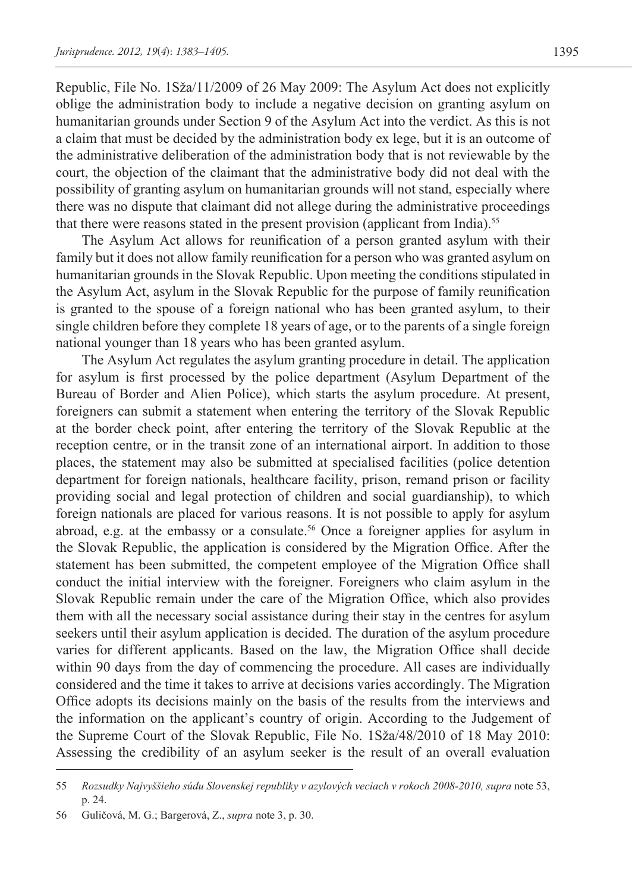Republic, File No. 1Sža/11/2009 of 26 May 2009: The Asylum Act does not explicitly oblige the administration body to include a negative decision on granting asylum on humanitarian grounds under Section 9 of the Asylum Act into the verdict. As this is not a claim that must be decided by the administration body ex lege, but it is an outcome of the administrative deliberation of the administration body that is not reviewable by the court, the objection of the claimant that the administrative body did not deal with the possibility of granting asylum on humanitarian grounds will not stand, especially where there was no dispute that claimant did not allege during the administrative proceedings that there were reasons stated in the present provision (applicant from India).[55]

The Asylum Act allows for reunification of a person granted asylum with their family but it does not allow family reunification for a person who was granted asylum on humanitarian grounds in the Slovak Republic. Upon meeting the conditions stipulated in the Asylum Act, asylum in the Slovak Republic for the purpose of family reunification is granted to the spouse of a foreign national who has been granted asylum, to their single children before they complete 18 years of age, or to the parents of a single foreign national younger than 18 years who has been granted asylum.

The Asylum Act regulates the asylum granting procedure in detail. The application for asylum is first processed by the police department (Asylum Department of the Bureau of Border and Alien Police), which starts the asylum procedure. At present, foreigners can submit a statement when entering the territory of the Slovak Republic at the border check point, after entering the territory of the Slovak Republic at the reception centre, or in the transit zone of an international airport. In addition to those places, the statement may also be submitted at specialised facilities (police detention department for foreign nationals, healthcare facility, prison, remand prison or facility providing social and legal protection of children and social guardianship), to which foreign nationals are placed for various reasons. It is not possible to apply for asylum abroad, e.g. at the embassy or a consulate.[56] Once a foreigner applies for asylum in the Slovak Republic, the application is considered by the Migration Office. After the statement has been submitted, the competent employee of the Migration Office shall conduct the initial interview with the foreigner. Foreigners who claim asylum in the Slovak Republic remain under the care of the Migration Office, which also provides them with all the necessary social assistance during their stay in the centres for asylum seekers until their asylum application is decided. The duration of the asylum procedure varies for different applicants. Based on the law, the Migration Office shall decide within 90 days from the day of commencing the procedure. All cases are individually considered and the time it takes to arrive at decisions varies accordingly. The Migration Office adopts its decisions mainly on the basis of the results from the interviews and the information on the applicant's country of origin. According to the Judgement of the Supreme Court of the Slovak Republic, File No. 1Sža/48/2010 of 18 May 2010: Assessing the credibility of an asylum seeker is the result of an overall evaluation

---

55 *Rozsudky Najvyššieho súdu Slovenskej republiky v azylových veciach v rokoch 2008-2010, supra* note 53, p. 24.

56 Guličová, M. G.; Bargerová, Z., *supra* note 3, p. 30.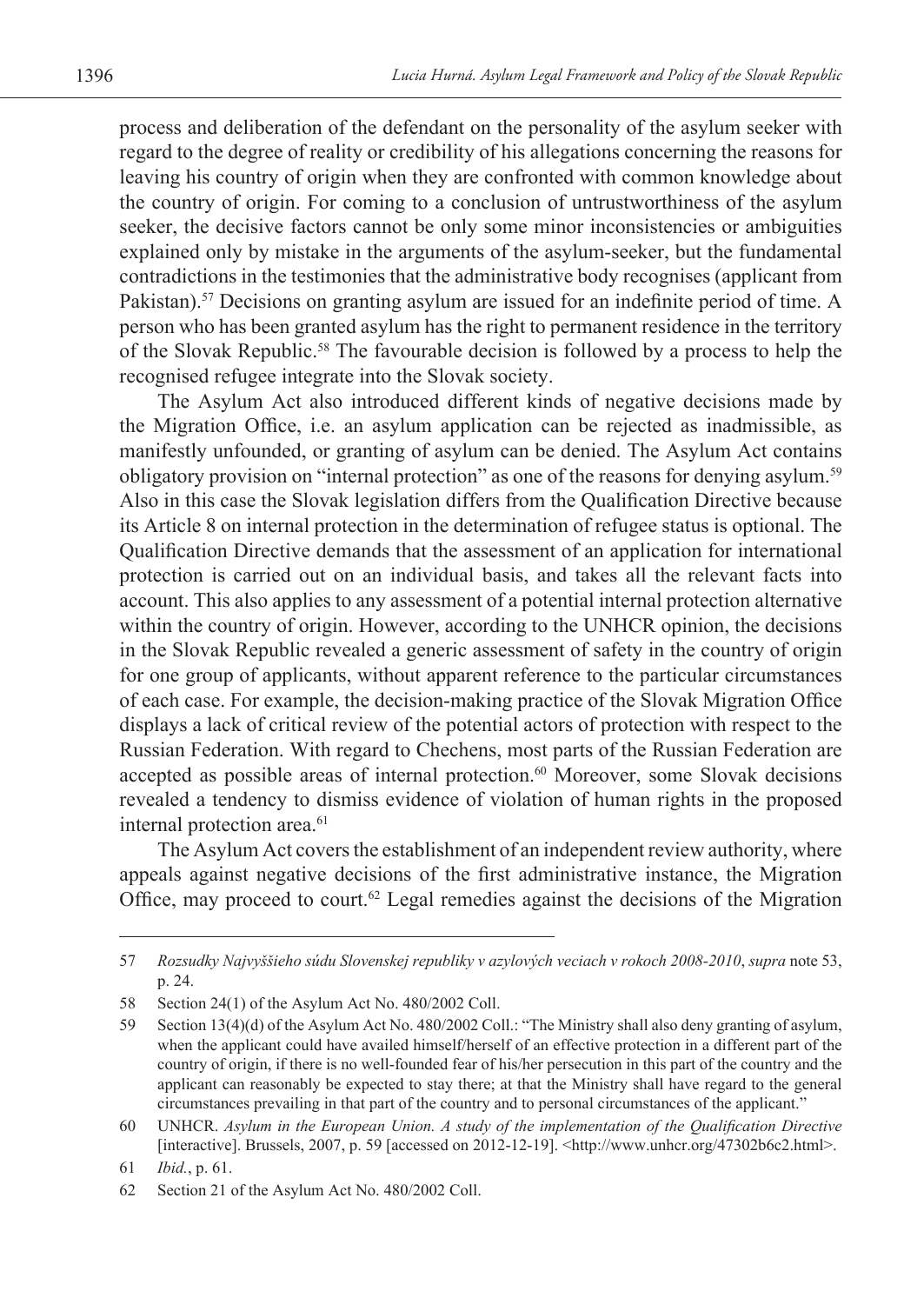process and deliberation of the defendant on the personality of the asylum seeker with regard to the degree of reality or credibility of his allegations concerning the reasons for leaving his country of origin when they are confronted with common knowledge about the country of origin. For coming to a conclusion of untrustworthiness of the asylum seeker, the decisive factors cannot be only some minor inconsistencies or ambiguities explained only by mistake in the arguments of the asylum-seeker, but the fundamental contradictions in the testimonies that the administrative body recognises (applicant from Pakistan).[57] Decisions on granting asylum are issued for an indefinite period of time. A person who has been granted asylum has the right to permanent residence in the territory of the Slovak Republic.[58] The favourable decision is followed by a process to help the recognised refugee integrate into the Slovak society.

The Asylum Act also introduced different kinds of negative decisions made by the Migration Office, i.e. an asylum application can be rejected as inadmissible, as manifestly unfounded, or granting of asylum can be denied. The Asylum Act contains obligatory provision on "internal protection" as one of the reasons for denying asylum.[59] Also in this case the Slovak legislation differs from the Qualification Directive because its Article 8 on internal protection in the determination of refugee status is optional. The Qualification Directive demands that the assessment of an application for international protection is carried out on an individual basis, and takes all the relevant facts into account. This also applies to any assessment of a potential internal protection alternative within the country of origin. However, according to the UNHCR opinion, the decisions in the Slovak Republic revealed a generic assessment of safety in the country of origin for one group of applicants, without apparent reference to the particular circumstances of each case. For example, the decision-making practice of the Slovak Migration Office displays a lack of critical review of the potential actors of protection with respect to the Russian Federation. With regard to Chechens, most parts of the Russian Federation are accepted as possible areas of internal protection.[60] Moreover, some Slovak decisions revealed a tendency to dismiss evidence of violation of human rights in the proposed internal protection area.[61]

The Asylum Act covers the establishment of an independent review authority, where appeals against negative decisions of the first administrative instance, the Migration Office, may proceed to court.[62] Legal remedies against the decisions of the Migration

---

57 *Rozsudky Najvyššieho súdu Slovenskej republiky v azylových veciach v rokoch 2008-2010*, *supra* note 53, p. 24.

58 Section 24(1) of the Asylum Act No. 480/2002 Coll.

59 Section 13(4)(d) of the Asylum Act No. 480/2002 Coll.: "The Ministry shall also deny granting of asylum, when the applicant could have availed himself/herself of an effective protection in a different part of the country of origin, if there is no well-founded fear of his/her persecution in this part of the country and the applicant can reasonably be expected to stay there; at that the Ministry shall have regard to the general circumstances prevailing in that part of the country and to personal circumstances of the applicant."

60 UNHCR. *Asylum in the European Union. A study of the implementation of the Qualification Directive* [interactive]. Brussels, 2007, p. 59 [accessed on 2012-12-19]. <http://www.unhcr.org/47302b6c2.html>.

61 *Ibid.*, p. 61.

62 Section 21 of the Asylum Act No. 480/2002 Coll.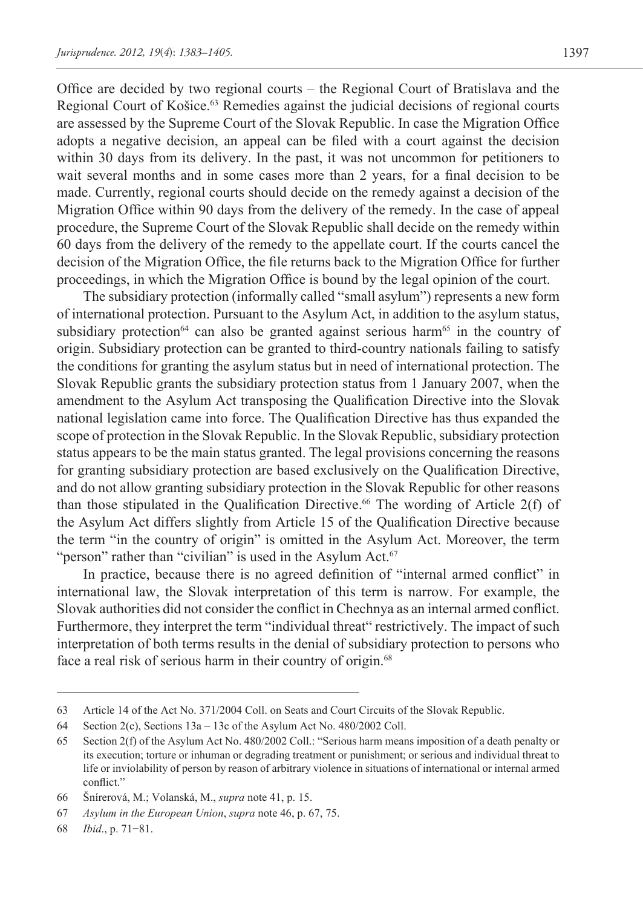Office are decided by two regional courts – the Regional Court of Bratislava and the Regional Court of Košice.[63] Remedies against the judicial decisions of regional courts are assessed by the Supreme Court of the Slovak Republic. In case the Migration Office adopts a negative decision, an appeal can be filed with a court against the decision within 30 days from its delivery. In the past, it was not uncommon for petitioners to wait several months and in some cases more than 2 years, for a final decision to be made. Currently, regional courts should decide on the remedy against a decision of the Migration Office within 90 days from the delivery of the remedy. In the case of appeal procedure, the Supreme Court of the Slovak Republic shall decide on the remedy within 60 days from the delivery of the remedy to the appellate court. If the courts cancel the decision of the Migration Office, the file returns back to the Migration Office for further proceedings, in which the Migration Office is bound by the legal opinion of the court.

The subsidiary protection (informally called "small asylum") represents a new form of international protection. Pursuant to the Asylum Act, in addition to the asylum status, subsidiary protection[64] can also be granted against serious harm[65] in the country of origin. Subsidiary protection can be granted to third-country nationals failing to satisfy the conditions for granting the asylum status but in need of international protection. The Slovak Republic grants the subsidiary protection status from 1 January 2007, when the amendment to the Asylum Act transposing the Qualification Directive into the Slovak national legislation came into force. The Qualification Directive has thus expanded the scope of protection in the Slovak Republic. In the Slovak Republic, subsidiary protection status appears to be the main status granted. The legal provisions concerning the reasons for granting subsidiary protection are based exclusively on the Qualification Directive, and do not allow granting subsidiary protection in the Slovak Republic for other reasons than those stipulated in the Qualification Directive.[66] The wording of Article 2(f) of the Asylum Act differs slightly from Article 15 of the Qualification Directive because the term "in the country of origin" is omitted in the Asylum Act. Moreover, the term "person" rather than "civilian" is used in the Asylum Act.[67]

In practice, because there is no agreed definition of "internal armed conflict" in international law, the Slovak interpretation of this term is narrow. For example, the Slovak authorities did not consider the conflict in Chechnya as an internal armed conflict. Furthermore, they interpret the term "individual threat" restrictively. The impact of such interpretation of both terms results in the denial of subsidiary protection to persons who face a real risk of serious harm in their country of origin.[68]

---

63 Article 14 of the Act No. 371/2004 Coll. on Seats and Court Circuits of the Slovak Republic.

64 Section 2(c), Sections 13a – 13c of the Asylum Act No. 480/2002 Coll.

65 Section 2(f) of the Asylum Act No. 480/2002 Coll.: "Serious harm means imposition of a death penalty or its execution; torture or inhuman or degrading treatment or punishment; or serious and individual threat to life or inviolability of person by reason of arbitrary violence in situations of international or internal armed conflict."

66 Šnírerová, M.; Volanská, M., *supra* note 41, p. 15.

67 *Asylum in the European Union*, *supra* note 46, p. 67, 75.

68 *Ibid*., p. 71−81.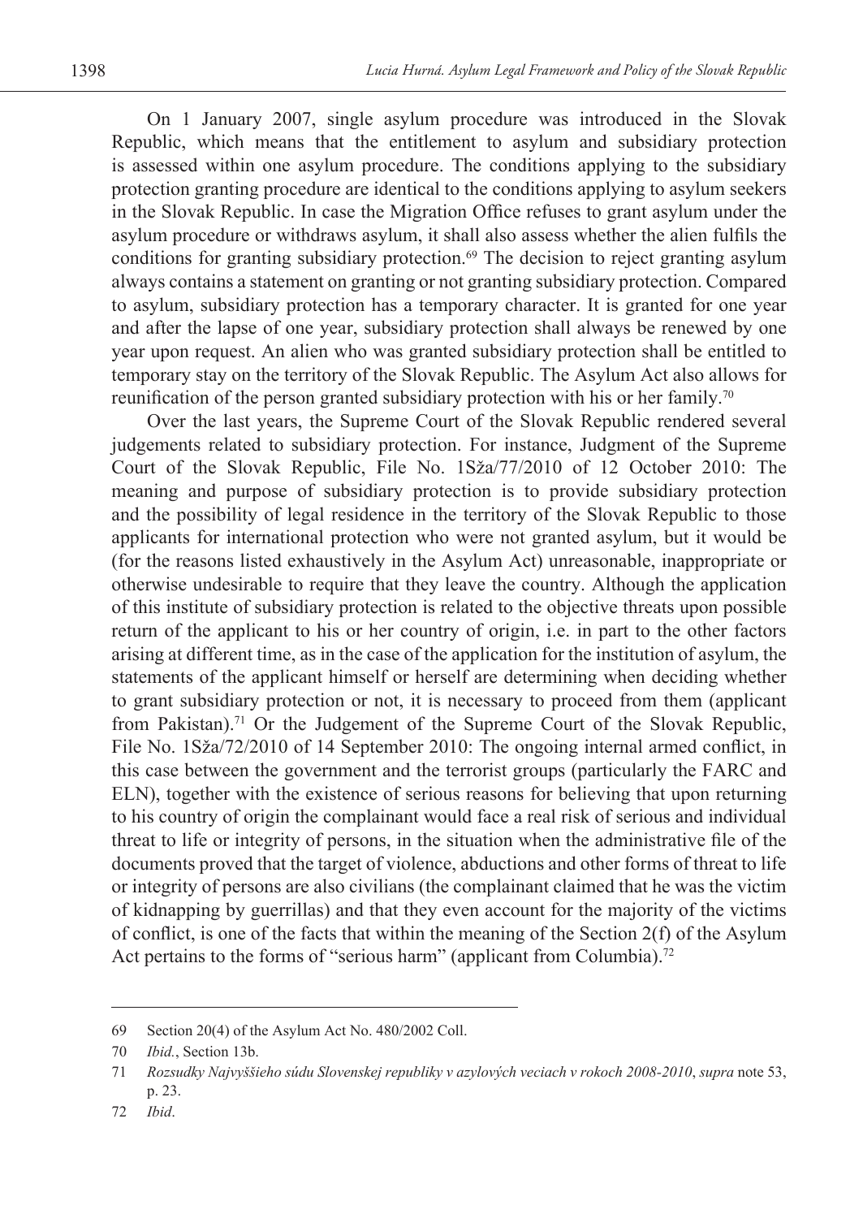On 1 January 2007, single asylum procedure was introduced in the Slovak Republic, which means that the entitlement to asylum and subsidiary protection is assessed within one asylum procedure. The conditions applying to the subsidiary protection granting procedure are identical to the conditions applying to asylum seekers in the Slovak Republic. In case the Migration Office refuses to grant asylum under the asylum procedure or withdraws asylum, it shall also assess whether the alien fulfils the conditions for granting subsidiary protection.[69] The decision to reject granting asylum always contains a statement on granting or not granting subsidiary protection. Compared to asylum, subsidiary protection has a temporary character. It is granted for one year and after the lapse of one year, subsidiary protection shall always be renewed by one year upon request. An alien who was granted subsidiary protection shall be entitled to temporary stay on the territory of the Slovak Republic. The Asylum Act also allows for reunification of the person granted subsidiary protection with his or her family.[70]

Over the last years, the Supreme Court of the Slovak Republic rendered several judgements related to subsidiary protection. For instance, Judgment of the Supreme Court of the Slovak Republic, File No. 1Sža/77/2010 of 12 October 2010: The meaning and purpose of subsidiary protection is to provide subsidiary protection and the possibility of legal residence in the territory of the Slovak Republic to those applicants for international protection who were not granted asylum, but it would be (for the reasons listed exhaustively in the Asylum Act) unreasonable, inappropriate or otherwise undesirable to require that they leave the country. Although the application of this institute of subsidiary protection is related to the objective threats upon possible return of the applicant to his or her country of origin, i.e. in part to the other factors arising at different time, as in the case of the application for the institution of asylum, the statements of the applicant himself or herself are determining when deciding whether to grant subsidiary protection or not, it is necessary to proceed from them (applicant from Pakistan).[71] Or the Judgement of the Supreme Court of the Slovak Republic, File No. 1Sža/72/2010 of 14 September 2010: The ongoing internal armed conflict, in this case between the government and the terrorist groups (particularly the FARC and ELN), together with the existence of serious reasons for believing that upon returning to his country of origin the complainant would face a real risk of serious and individual threat to life or integrity of persons, in the situation when the administrative file of the documents proved that the target of violence, abductions and other forms of threat to life or integrity of persons are also civilians (the complainant claimed that he was the victim of kidnapping by guerrillas) and that they even account for the majority of the victims of conflict, is one of the facts that within the meaning of the Section 2(f) of the Asylum Act pertains to the forms of "serious harm" (applicant from Columbia).[72]

---

69 Section 20(4) of the Asylum Act No. 480/2002 Coll.

70 *Ibid.*, Section 13b.

71 *Rozsudky Najvyššieho súdu Slovenskej republiky v azylových veciach v rokoch 2008-2010*, *supra* note 53, p. 23.

72 *Ibid*.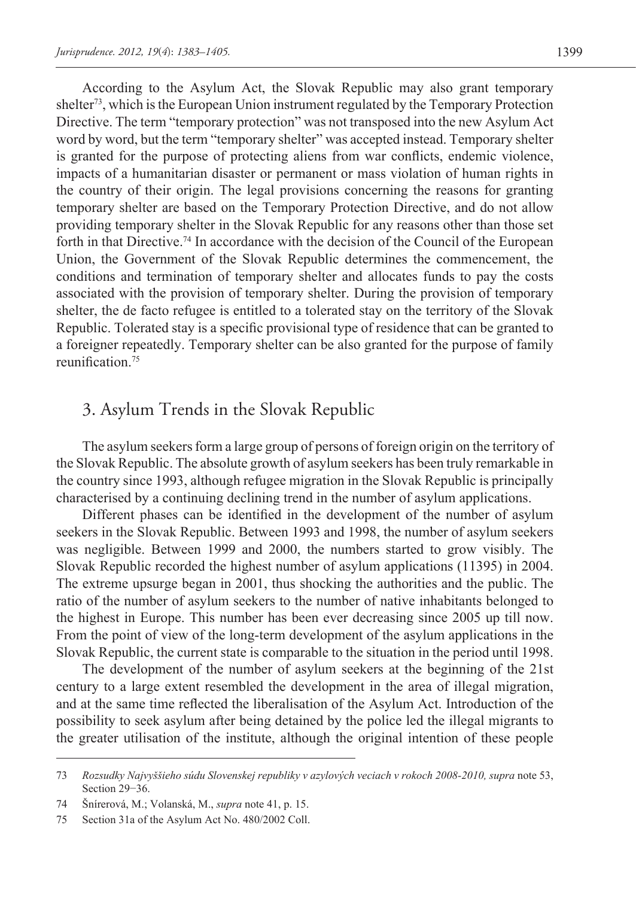According to the Asylum Act, the Slovak Republic may also grant temporary shelter[73], which is the European Union instrument regulated by the Temporary Protection Directive. The term "temporary protection" was not transposed into the new Asylum Act word by word, but the term "temporary shelter" was accepted instead. Temporary shelter is granted for the purpose of protecting aliens from war conflicts, endemic violence, impacts of a humanitarian disaster or permanent or mass violation of human rights in the country of their origin. The legal provisions concerning the reasons for granting temporary shelter are based on the Temporary Protection Directive, and do not allow providing temporary shelter in the Slovak Republic for any reasons other than those set forth in that Directive.[74] In accordance with the decision of the Council of the European Union, the Government of the Slovak Republic determines the commencement, the conditions and termination of temporary shelter and allocates funds to pay the costs associated with the provision of temporary shelter. During the provision of temporary shelter, the de facto refugee is entitled to a tolerated stay on the territory of the Slovak Republic. Tolerated stay is a specific provisional type of residence that can be granted to a foreigner repeatedly. Temporary shelter can be also granted for the purpose of family reunification.[75]

## 3. Asylum Trends in the Slovak Republic

The asylum seekers form a large group of persons of foreign origin on the territory of the Slovak Republic. The absolute growth of asylum seekers has been truly remarkable in the country since 1993, although refugee migration in the Slovak Republic is principally characterised by a continuing declining trend in the number of asylum applications.

Different phases can be identified in the development of the number of asylum seekers in the Slovak Republic. Between 1993 and 1998, the number of asylum seekers was negligible. Between 1999 and 2000, the numbers started to grow visibly. The Slovak Republic recorded the highest number of asylum applications (11395) in 2004. The extreme upsurge began in 2001, thus shocking the authorities and the public. The ratio of the number of asylum seekers to the number of native inhabitants belonged to the highest in Europe. This number has been ever decreasing since 2005 up till now. From the point of view of the long-term development of the asylum applications in the Slovak Republic, the current state is comparable to the situation in the period until 1998.

The development of the number of asylum seekers at the beginning of the 21st century to a large extent resembled the development in the area of illegal migration, and at the same time reflected the liberalisation of the Asylum Act. Introduction of the possibility to seek asylum after being detained by the police led the illegal migrants to the greater utilisation of the institute, although the original intention of these people

---

73 *Rozsudky Najvyššieho súdu Slovenskej republiky v azylových veciach v rokoch 2008-2010, supra* note 53, Section 29−36.

74 Šnírerová, M.; Volanská, M., *supra* note 41, p. 15.

75 Section 31a of the Asylum Act No. 480/2002 Coll.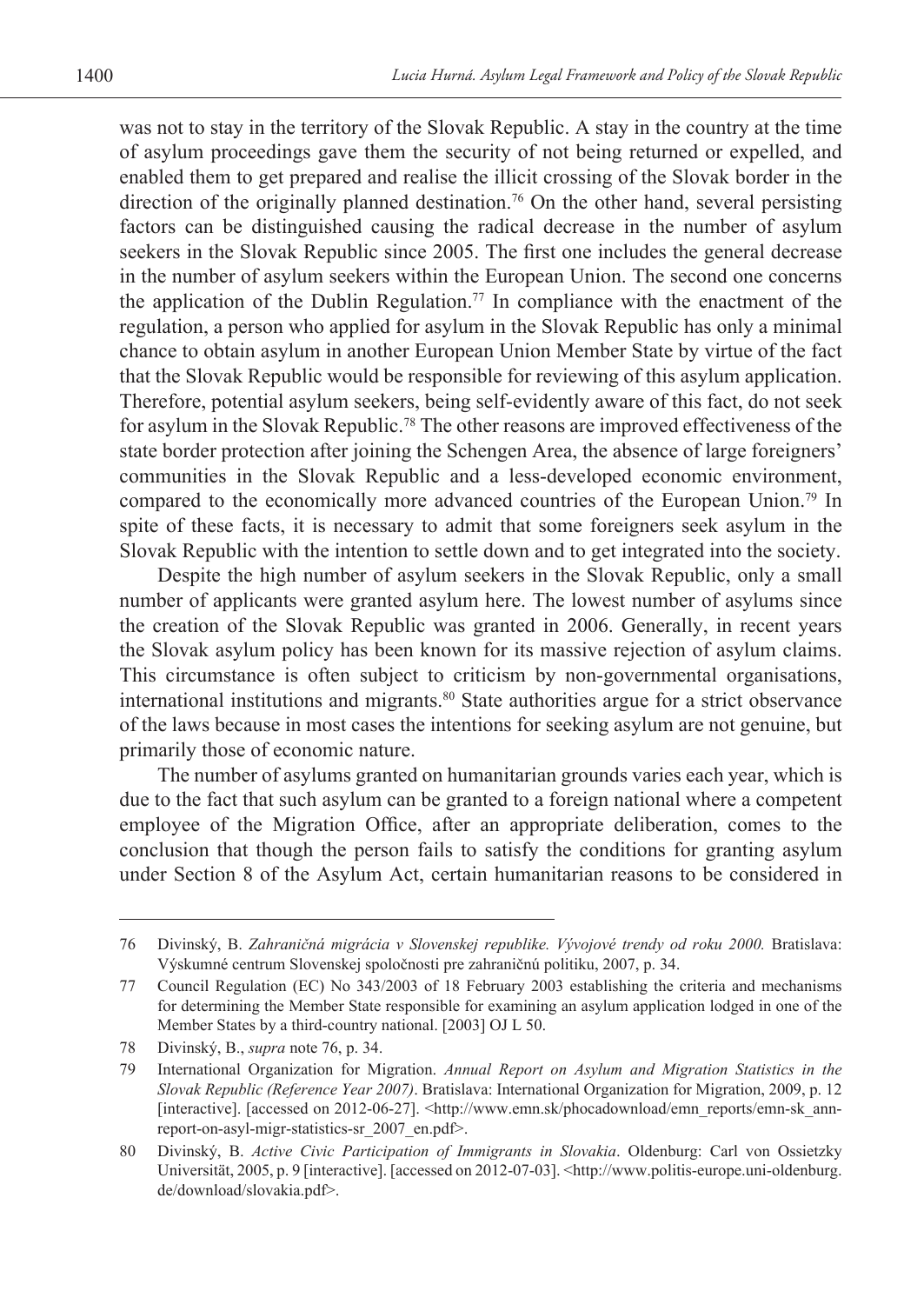was not to stay in the territory of the Slovak Republic. A stay in the country at the time of asylum proceedings gave them the security of not being returned or expelled, and enabled them to get prepared and realise the illicit crossing of the Slovak border in the direction of the originally planned destination.[76] On the other hand, several persisting factors can be distinguished causing the radical decrease in the number of asylum seekers in the Slovak Republic since 2005. The first one includes the general decrease in the number of asylum seekers within the European Union. The second one concerns the application of the Dublin Regulation.[77] In compliance with the enactment of the regulation, a person who applied for asylum in the Slovak Republic has only a minimal chance to obtain asylum in another European Union Member State by virtue of the fact that the Slovak Republic would be responsible for reviewing of this asylum application. Therefore, potential asylum seekers, being self-evidently aware of this fact, do not seek for asylum in the Slovak Republic.[78] The other reasons are improved effectiveness of the state border protection after joining the Schengen Area, the absence of large foreigners' communities in the Slovak Republic and a less-developed economic environment, compared to the economically more advanced countries of the European Union.[79] In spite of these facts, it is necessary to admit that some foreigners seek asylum in the Slovak Republic with the intention to settle down and to get integrated into the society.

Despite the high number of asylum seekers in the Slovak Republic, only a small number of applicants were granted asylum here. The lowest number of asylums since the creation of the Slovak Republic was granted in 2006. Generally, in recent years the Slovak asylum policy has been known for its massive rejection of asylum claims. This circumstance is often subject to criticism by non-governmental organisations, international institutions and migrants.[80] State authorities argue for a strict observance of the laws because in most cases the intentions for seeking asylum are not genuine, but primarily those of economic nature.

The number of asylums granted on humanitarian grounds varies each year, which is due to the fact that such asylum can be granted to a foreign national where a competent employee of the Migration Office, after an appropriate deliberation, comes to the conclusion that though the person fails to satisfy the conditions for granting asylum under Section 8 of the Asylum Act, certain humanitarian reasons to be considered in

---

76 Divinský, B. *Zahraničná migrácia v Slovenskej republike. Vývojové trendy od roku 2000.* Bratislava: Výskumné centrum Slovenskej spoločnosti pre zahraničnú politiku, 2007, p. 34.

77 Council Regulation (EC) No 343/2003 of 18 February 2003 establishing the criteria and mechanisms for determining the Member State responsible for examining an asylum application lodged in one of the Member States by a third-country national. [2003] OJ L 50.

78 Divinský, B., *supra* note 76, p. 34.

79 International Organization for Migration. *Annual Report on Asylum and Migration Statistics in the Slovak Republic (Reference Year 2007)*. Bratislava: International Organization for Migration, 2009, p. 12 [interactive]. [accessed on 2012-06-27]. <http://www.emn.sk/phocadownload/emn_reports/emn-sk_ann-report-on-asyl-migr-statistics-sr_2007_en.pdf>.

80 Divinský, B. *Active Civic Participation of Immigrants in Slovakia*. Oldenburg: Carl von Ossietzky Universität, 2005, p. 9 [interactive]. [accessed on 2012-07-03]. <http://www.politis-europe.uni-oldenburg.de/download/slovakia.pdf>.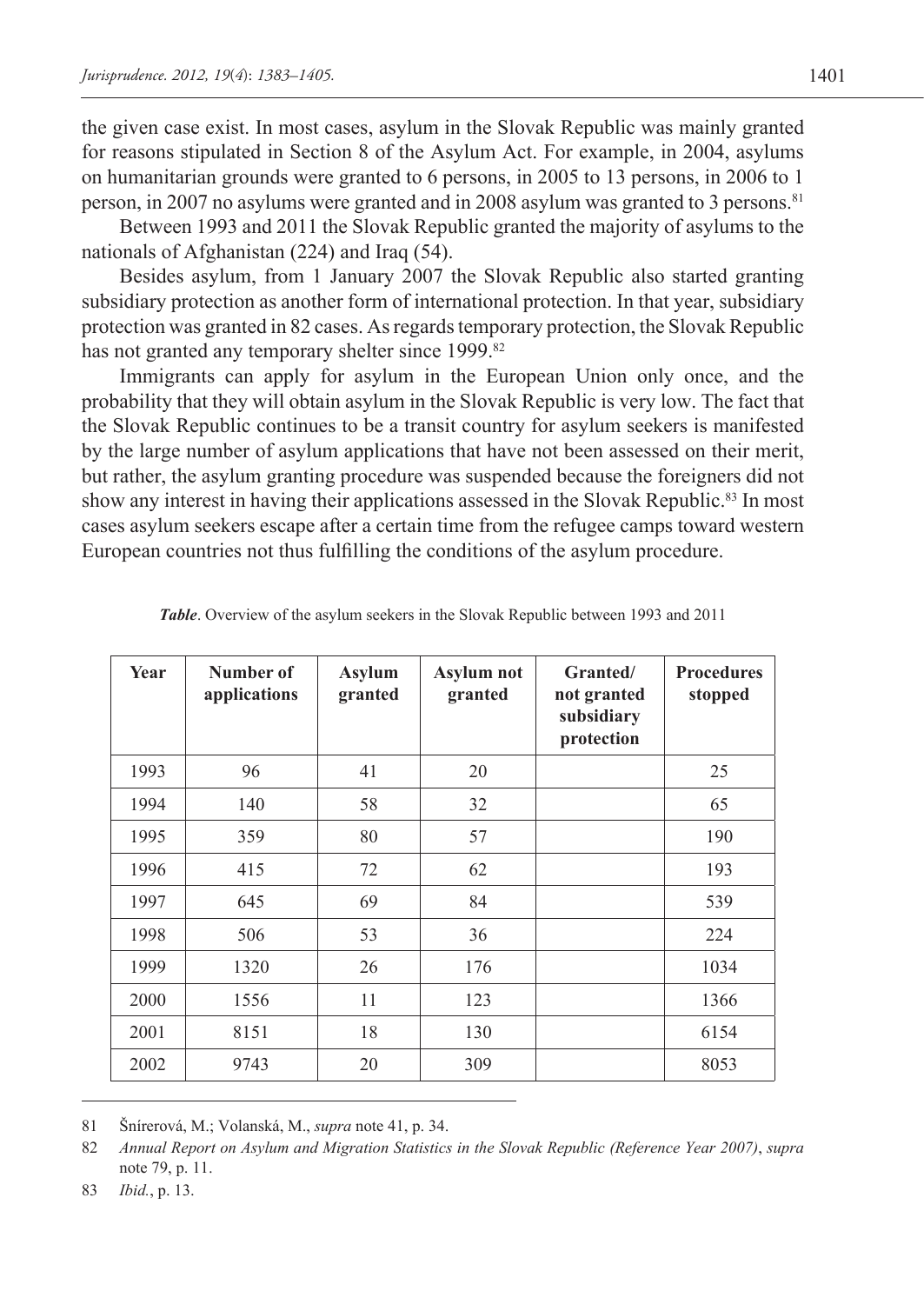the given case exist. In most cases, asylum in the Slovak Republic was mainly granted for reasons stipulated in Section 8 of the Asylum Act. For example, in 2004, asylums on humanitarian grounds were granted to 6 persons, in 2005 to 13 persons, in 2006 to 1 person, in 2007 no asylums were granted and in 2008 asylum was granted to 3 persons.[81]

Between 1993 and 2011 the Slovak Republic granted the majority of asylums to the nationals of Afghanistan (224) and Iraq (54).

Besides asylum, from 1 January 2007 the Slovak Republic also started granting subsidiary protection as another form of international protection. In that year, subsidiary protection was granted in 82 cases. As regards temporary protection, the Slovak Republic has not granted any temporary shelter since 1999.[82]

Immigrants can apply for asylum in the European Union only once, and the probability that they will obtain asylum in the Slovak Republic is very low. The fact that the Slovak Republic continues to be a transit country for asylum seekers is manifested by the large number of asylum applications that have not been assessed on their merit, but rather, the asylum granting procedure was suspended because the foreigners did not show any interest in having their applications assessed in the Slovak Republic.[83] In most cases asylum seekers escape after a certain time from the refugee camps toward western European countries not thus fulfilling the conditions of the asylum procedure.

***Table***. Overview of the asylum seekers in the Slovak Republic between 1993 and 2011

| Year | Number of applications | Asylum granted | Asylum not granted | Granted/ not granted subsidiary protection | Procedures stopped |
|---|---|---|---|---|---|
| 1993 | 96 | 41 | 20 | | 25 |
| 1994 | 140 | 58 | 32 | | 65 |
| 1995 | 359 | 80 | 57 | | 190 |
| 1996 | 415 | 72 | 62 | | 193 |
| 1997 | 645 | 69 | 84 | | 539 |
| 1998 | 506 | 53 | 36 | | 224 |
| 1999 | 1320 | 26 | 176 | | 1034 |
| 2000 | 1556 | 11 | 123 | | 1366 |
| 2001 | 8151 | 18 | 130 | | 6154 |
| 2002 | 9743 | 20 | 309 | | 8053 |

81 Šnírerová, M.; Volanská, M., *supra* note 41, p. 34.

82 *Annual Report on Asylum and Migration Statistics in the Slovak Republic (Reference Year 2007)*, *supra* note 79, p. 11.

83 *Ibid.*, p. 13.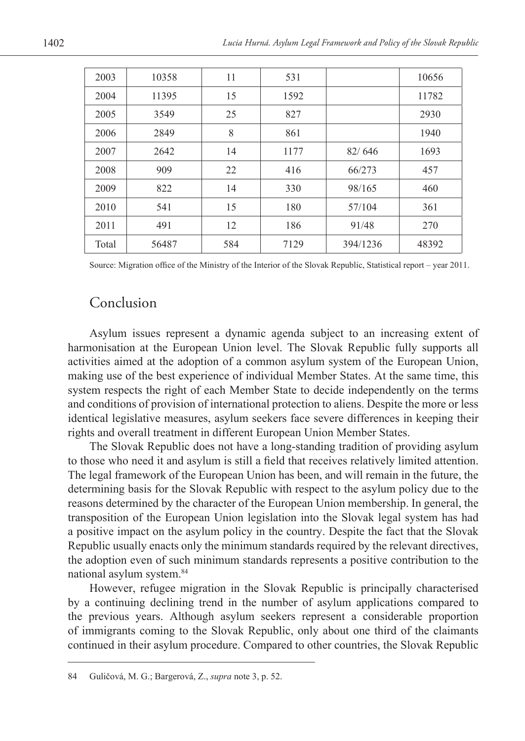| | | | | | |
|---|---|---|---|---|---|
| 2003 | 10358 | 11 | 531 | | 10656 |
| 2004 | 11395 | 15 | 1592 | | 11782 |
| 2005 | 3549 | 25 | 827 | | 2930 |
| 2006 | 2849 | 8 | 861 | | 1940 |
| 2007 | 2642 | 14 | 1177 | 82/ 646 | 1693 |
| 2008 | 909 | 22 | 416 | 66/273 | 457 |
| 2009 | 822 | 14 | 330 | 98/165 | 460 |
| 2010 | 541 | 15 | 180 | 57/104 | 361 |
| 2011 | 491 | 12 | 186 | 91/48 | 270 |
| Total | 56487 | 584 | 7129 | 394/1236 | 48392 |

Source: Migration office of the Ministry of the Interior of the Slovak Republic, Statistical report – year 2011.

## Conclusion

Asylum issues represent a dynamic agenda subject to an increasing extent of harmonisation at the European Union level. The Slovak Republic fully supports all activities aimed at the adoption of a common asylum system of the European Union, making use of the best experience of individual Member States. At the same time, this system respects the right of each Member State to decide independently on the terms and conditions of provision of international protection to aliens. Despite the more or less identical legislative measures, asylum seekers face severe differences in keeping their rights and overall treatment in different European Union Member States.

The Slovak Republic does not have a long-standing tradition of providing asylum to those who need it and asylum is still a field that receives relatively limited attention. The legal framework of the European Union has been, and will remain in the future, the determining basis for the Slovak Republic with respect to the asylum policy due to the reasons determined by the character of the European Union membership. In general, the transposition of the European Union legislation into the Slovak legal system has had a positive impact on the asylum policy in the country. Despite the fact that the Slovak Republic usually enacts only the minimum standards required by the relevant directives, the adoption even of such minimum standards represents a positive contribution to the national asylum system.[84]

However, refugee migration in the Slovak Republic is principally characterised by a continuing declining trend in the number of asylum applications compared to the previous years. Although asylum seekers represent a considerable proportion of immigrants coming to the Slovak Republic, only about one third of the claimants continued in their asylum procedure. Compared to other countries, the Slovak Republic

84 Guličová, M. G.; Bargerová, Z., *supra* note 3, p. 52.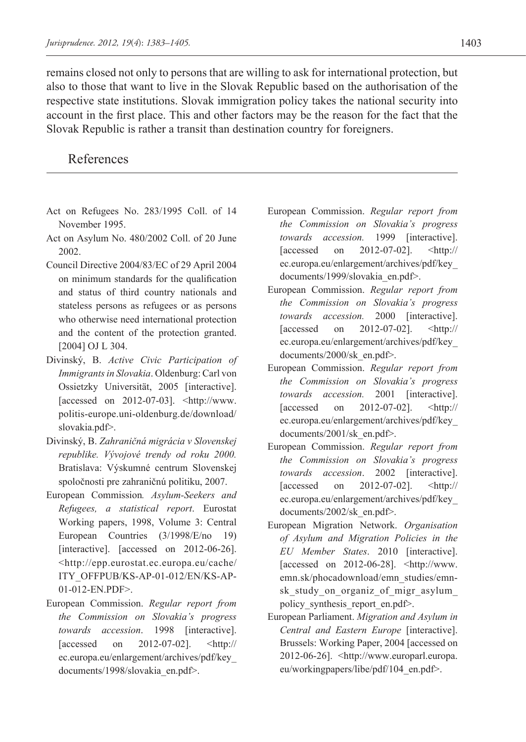remains closed not only to persons that are willing to ask for international protection, but also to those that want to live in the Slovak Republic based on the authorisation of the respective state institutions. Slovak immigration policy takes the national security into account in the first place. This and other factors may be the reason for the fact that the Slovak Republic is rather a transit than destination country for foreigners.

## References

Act on Refugees No. 283/1995 Coll. of 14 November 1995.

Act on Asylum No. 480/2002 Coll. of 20 June 2002.

Council Directive 2004/83/EC of 29 April 2004 on minimum standards for the qualification and status of third country nationals and stateless persons as refugees or as persons who otherwise need international protection and the content of the protection granted. [2004] OJ L 304.

Divinský, B. *Active Civic Participation of Immigrants in Slovakia*. Oldenburg: Carl von Ossietzky Universität, 2005 [interactive]. [accessed on 2012-07-03]. <http://www.politis-europe.uni-oldenburg.de/download/slovakia.pdf>.

Divinský, B. *Zahraničná migrácia v Slovenskej republike. Vývojové trendy od roku 2000.* Bratislava: Výskumné centrum Slovenskej spoločnosti pre zahraničnú politiku, 2007.

European Commission*. Asylum-Seekers and Refugees, a statistical report*. Eurostat Working papers, 1998, Volume 3: Central European Countries (3/1998/E/no 19) [interactive]. [accessed on 2012-06-26]. <http://epp.eurostat.ec.europa.eu/cache/ITY_OFFPUB/KS-AP-01-012/EN/KS-AP-01-012-EN.PDF>.

European Commission. *Regular report from the Commission on Slovakia's progress towards accession*. 1998 [interactive]. [accessed on 2012-07-02]. <http://ec.europa.eu/enlargement/archives/pdf/key_documents/1998/slovakia_en.pdf>.

European Commission. *Regular report from the Commission on Slovakia's progress towards accession.* 1999 [interactive]. [accessed on 2012-07-02]. <http://ec.europa.eu/enlargement/archives/pdf/key_documents/1999/slovakia_en.pdf>.

European Commission. *Regular report from the Commission on Slovakia's progress towards accession.* 2000 [interactive]. [accessed on 2012-07-02]. <http://ec.europa.eu/enlargement/archives/pdf/key_documents/2000/sk_en.pdf>.

European Commission. *Regular report from the Commission on Slovakia's progress towards accession.* 2001 [interactive]. [accessed on 2012-07-02]. <http://ec.europa.eu/enlargement/archives/pdf/key_documents/2001/sk_en.pdf>.

European Commission. *Regular report from the Commission on Slovakia's progress towards accession*. 2002 [interactive]. [accessed on 2012-07-02]. <http://ec.europa.eu/enlargement/archives/pdf/key_documents/2002/sk_en.pdf>.

European Migration Network. *Organisation of Asylum and Migration Policies in the EU Member States*. 2010 [interactive]. [accessed on 2012-06-28]. <http://www.emn.sk/phocadownload/emn_studies/emn-sk_study_on_organiz_of_migr_asylum_policy_synthesis_report_en.pdf>.

European Parliament. *Migration and Asylum in Central and Eastern Europe* [interactive]. Brussels: Working Paper, 2004 [accessed on 2012-06-26]. <http://www.europarl.europa.eu/workingpapers/libe/pdf/104_en.pdf>.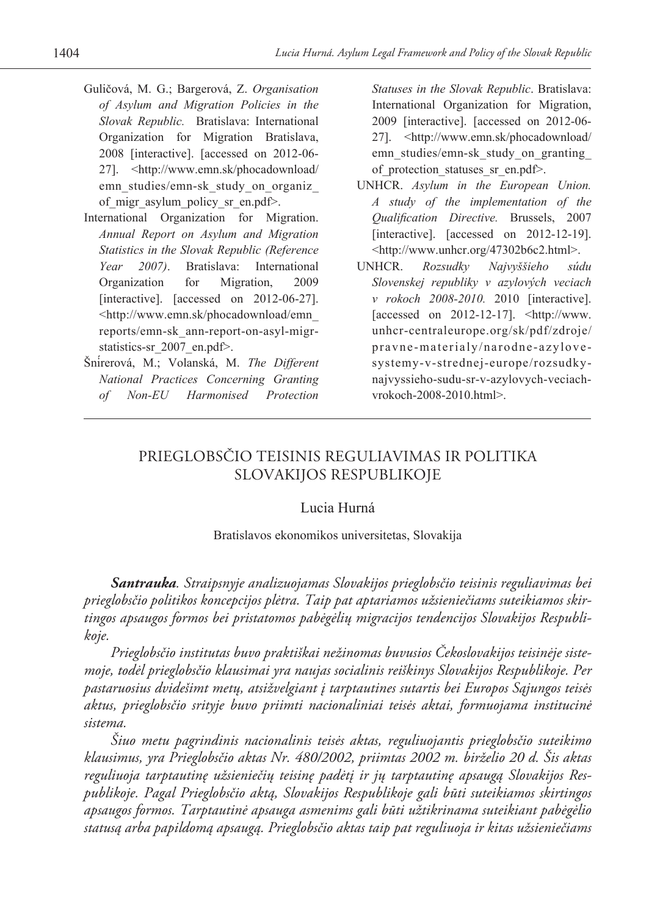Guličová, M. G.; Bargerová, Z. *Organisation of Asylum and Migration Policies in the Slovak Republic.* Bratislava: International Organization for Migration Bratislava, 2008 [interactive]. [accessed on 2012-06-27]. <http://www.emn.sk/phocadownload/emn_studies/emn-sk_study_on_organiz_of_migr_asylum_policy_sr_en.pdf>.

International Organization for Migration. *Annual Report on Asylum and Migration Statistics in the Slovak Republic (Reference Year 2007)*. Bratislava: International Organization for Migration, 2009 [interactive]. [accessed on 2012-06-27]. <http://www.emn.sk/phocadownload/emn_reports/emn-sk_ann-report-on-asyl-migr-statistics-sr_2007_en.pdf>.

Šnírerová, M.; Volanská, M. *The Different National Practices Concerning Granting of Non-EU Harmonised Protection Statuses in the Slovak Republic*. Bratislava: International Organization for Migration, 2009 [interactive]. [accessed on 2012-06-27]. <http://www.emn.sk/phocadownload/emn_studies/emn-sk_study_on_granting_of_protection_statuses_sr_en.pdf>.

UNHCR. *Asylum in the European Union. A study of the implementation of the Qualification Directive.* Brussels, 2007 [interactive]. [accessed on 2012-12-19]. <http://www.unhcr.org/47302b6c2.html>.

UNHCR. *Rozsudky Najvyššieho súdu Slovenskej republiky v azylových veciach v rokoch 2008-2010.* 2010 [interactive]. [accessed on 2012-12-17]. <http://www.unhcr-centraleurope.org/sk/pdf/zdroje/pravne-materialy/narodne-azylove-systemy-v-strednej-europe/rozsudky-najvyssieho-sudu-sr-v-azylovych-veciach-vrokoch-2008-2010.html>.

# PRIEGLOBSČIO TEISINIS REGULIAVIMAS IR POLITIKA SLOVAKIJOS RESPUBLIKOJE

Lucia Hurná

Bratislavos ekonomikos universitetas, Slovakija

***Santrauka****. Straipsnyje analizuojamas Slovakijos prieglobsčio teisinis reguliavimas bei prieglobsčio politikos koncepcijos plėtra. Taip pat aptariamos užsieniečiams suteikiamos skirtingos apsaugos formos bei pristatomos pabėgėlių migracijos tendencijos Slovakijos Respublikoje.*

*Prieglobsčio institutas buvo praktiškai nežinomas buvusios Čekoslovakijos teisinėje sistemoje, todėl prieglobsčio klausimai yra naujas socialinis reiškinys Slovakijos Respublikoje. Per pastaruosius dvidešimt metų, atsižvelgiant į tarptautines sutartis bei Europos Sąjungos teisės aktus, prieglobsčio srityje buvo priimti nacionaliniai teisės aktai, formuojama institucinė sistema.*

*Šiuo metu pagrindinis nacionalinis teisės aktas, reguliuojantis prieglobsčio suteikimo klausimus, yra Prieglobsčio aktas Nr. 480/2002, priimtas 2002 m. birželio 20 d. Šis aktas reguliuoja tarptautinę užsieniečių teisinę padėtį ir jų tarptautinę apsaugą Slovakijos Respublikoje. Pagal Prieglobsčio aktą, Slovakijos Respublikoje gali būti suteikiamos skirtingos apsaugos formos. Tarptautinė apsauga asmenims gali būti užtikrinama suteikiant pabėgėlio statusą arba papildomą apsaugą. Prieglobsčio aktas taip pat reguliuoja ir kitas užsieniečiams*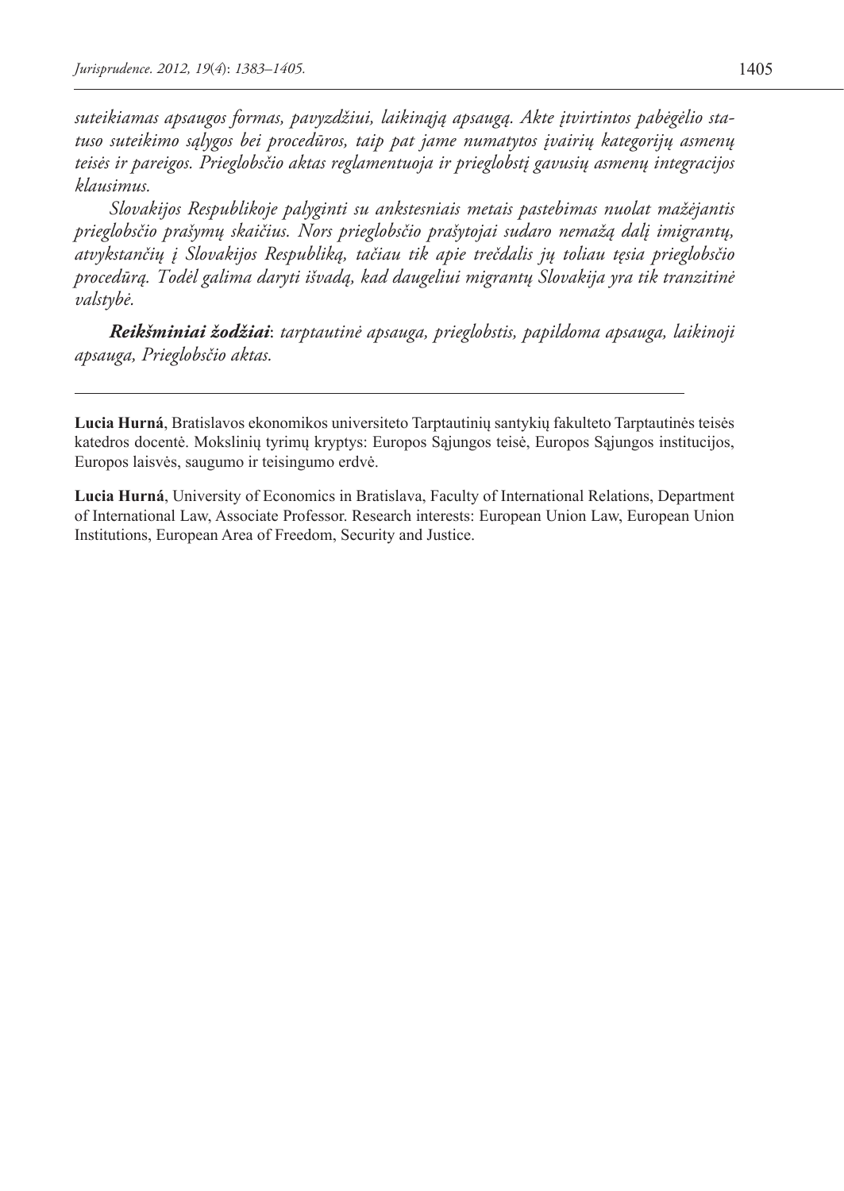*suteikiamas apsaugos formas, pavyzdžiui, laikinąją apsaugą. Akte įtvirtintos pabėgėlio statuso suteikimo sąlygos bei procedūros, taip pat jame numatytos įvairių kategorijų asmenų teisės ir pareigos. Prieglobsčio aktas reglamentuoja ir prieglobstį gavusių asmenų integracijos klausimus.*

*Slovakijos Respublikoje palyginti su ankstesniais metais pastebimas nuolat mažėjantis prieglobsčio prašymų skaičius. Nors prieglobsčio prašytojai sudaro nemažą dalį imigrantų, atvykstančių į Slovakijos Respubliką, tačiau tik apie trečdalis jų toliau tęsia prieglobsčio procedūrą. Todėl galima daryti išvadą, kad daugeliui migrantų Slovakija yra tik tranzitinė valstybė.*

***Reikšminiai žodžiai***: *tarptautinė apsauga, prieglobstis, papildoma apsauga, laikinoji apsauga, Prieglobsčio aktas.*

---

**Lucia Hurná**, Bratislavos ekonomikos universiteto Tarptautinių santykių fakulteto Tarptautinės teisės katedros docentė. Mokslinių tyrimų kryptys: Europos Sąjungos teisė, Europos Sąjungos institucijos, Europos laisvės, saugumo ir teisingumo erdvė.

**Lucia Hurná**, University of Economics in Bratislava, Faculty of International Relations, Department of International Law, Associate Professor. Research interests: European Union Law, European Union Institutions, European Area of Freedom, Security and Justice.